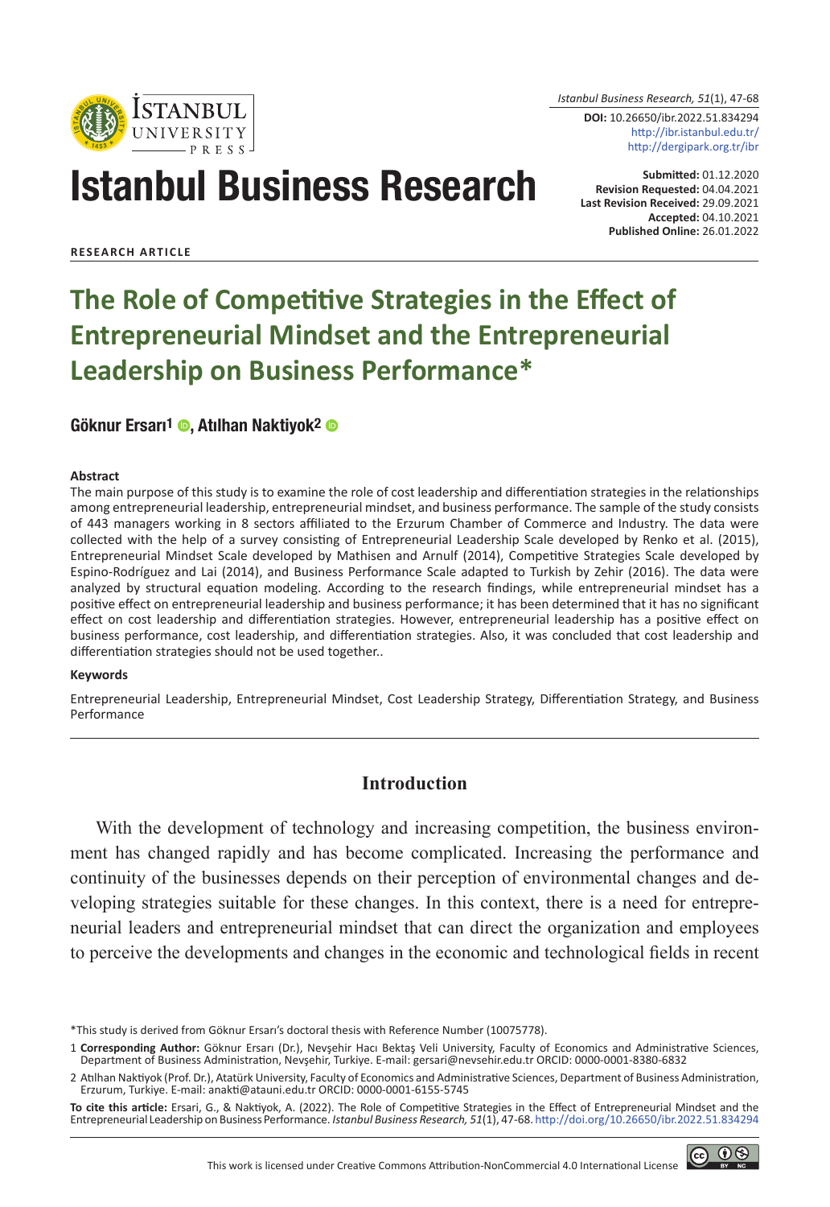Istanbul Business Research, 51(1), 47-68

**DOI:** 10.26650/ibr.2022.51.834294
http://ibr.istanbul.edu.tr/
http://dergipark.org.tr/ibr

# Istanbul Business Research

**Submitted:** 01.12.2020
**Revision Requested:** 04.04.2021
**Last Revision Received:** 29.09.2021
**Accepted:** 04.10.2021
**Published Online:** 26.01.2022

**RESEARCH ARTICLE**

# The Role of Competitive Strategies in the Effect of Entrepreneurial Mindset and the Entrepreneurial Leadership on Business Performance*

**Göknur Ersarı[1], Atılhan Naktiyok[2]**

### Abstract

The main purpose of this study is to examine the role of cost leadership and differentiation strategies in the relationships among entrepreneurial leadership, entrepreneurial mindset, and business performance. The sample of the study consists of 443 managers working in 8 sectors affiliated to the Erzurum Chamber of Commerce and Industry. The data were collected with the help of a survey consisting of Entrepreneurial Leadership Scale developed by Renko et al. (2015), Entrepreneurial Mindset Scale developed by Mathisen and Arnulf (2014), Competitive Strategies Scale developed by Espino-Rodríguez and Lai (2014), and Business Performance Scale adapted to Turkish by Zehir (2016). The data were analyzed by structural equation modeling. According to the research findings, while entrepreneurial mindset has a positive effect on entrepreneurial leadership and business performance; it has been determined that it has no significant effect on cost leadership and differentiation strategies. However, entrepreneurial leadership has a positive effect on business performance, cost leadership, and differentiation strategies. Also, it was concluded that cost leadership and differentiation strategies should not be used together..

### Keywords

Entrepreneurial Leadership, Entrepreneurial Mindset, Cost Leadership Strategy, Differentiation Strategy, and Business Performance

## Introduction

With the development of technology and increasing competition, the business environment has changed rapidly and has become complicated. Increasing the performance and continuity of the businesses depends on their perception of environmental changes and developing strategies suitable for these changes. In this context, there is a need for entrepreneurial leaders and entrepreneurial mindset that can direct the organization and employees to perceive the developments and changes in the economic and technological fields in recent

*This study is derived from Göknur Ersarı's doctoral thesis with Reference Number (10075778).

1 **Corresponding Author:** Göknur Ersarı (Dr.), Nevşehir Hacı Bektaş Veli University, Faculty of Economics and Administrative Sciences, Department of Business Administration, Nevşehir, Turkiye. E-mail: gersari@nevsehir.edu.tr ORCID: 0000-0001-8380-6832

2 Atılhan Naktiyok (Prof. Dr.), Atatürk University, Faculty of Economics and Administrative Sciences, Department of Business Administration, Erzurum, Turkiye. E-mail: anakti@atauni.edu.tr ORCID: 0000-0001-6155-5745

**To cite this article:** Ersari, G., & Naktiyok, A. (2022). The Role of Competitive Strategies in the Effect of Entrepreneurial Mindset and the Entrepreneurial Leadership on Business Performance. *Istanbul Business Research, 51*(1), 47-68. http://doi.org/10.26650/ibr.2022.51.834294

This work is licensed under Creative Commons Attribution-NonCommercial 4.0 International License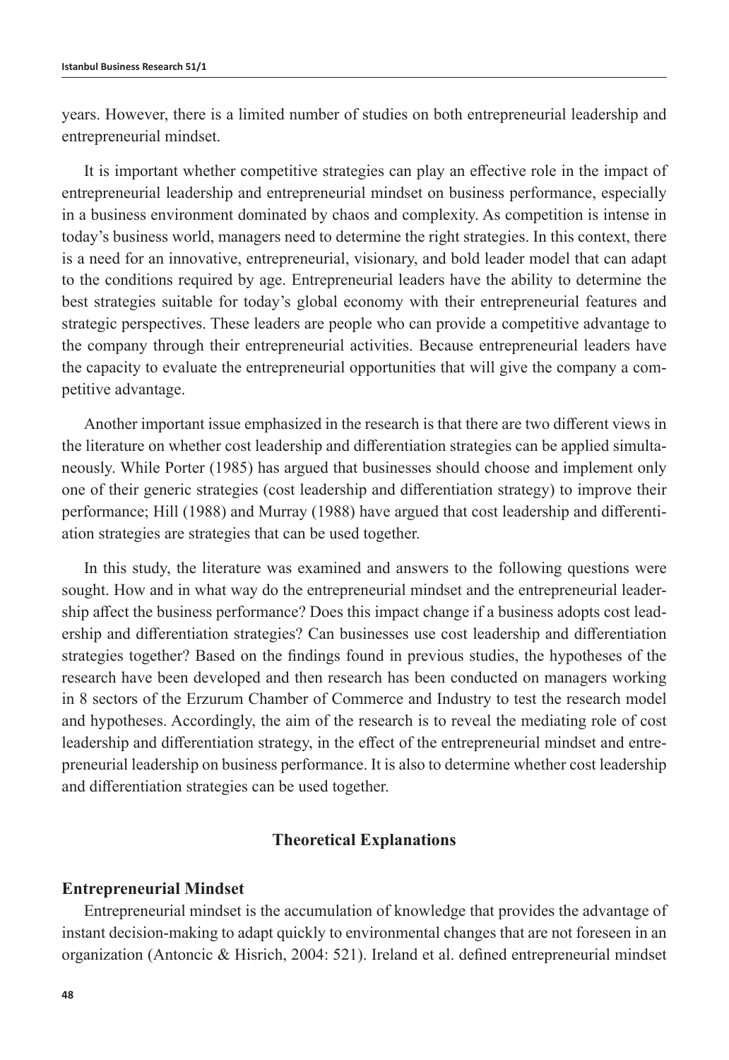years. However, there is a limited number of studies on both entrepreneurial leadership and entrepreneurial mindset.

It is important whether competitive strategies can play an effective role in the impact of entrepreneurial leadership and entrepreneurial mindset on business performance, especially in a business environment dominated by chaos and complexity. As competition is intense in today's business world, managers need to determine the right strategies. In this context, there is a need for an innovative, entrepreneurial, visionary, and bold leader model that can adapt to the conditions required by age. Entrepreneurial leaders have the ability to determine the best strategies suitable for today's global economy with their entrepreneurial features and strategic perspectives. These leaders are people who can provide a competitive advantage to the company through their entrepreneurial activities. Because entrepreneurial leaders have the capacity to evaluate the entrepreneurial opportunities that will give the company a competitive advantage.

Another important issue emphasized in the research is that there are two different views in the literature on whether cost leadership and differentiation strategies can be applied simultaneously. While Porter (1985) has argued that businesses should choose and implement only one of their generic strategies (cost leadership and differentiation strategy) to improve their performance; Hill (1988) and Murray (1988) have argued that cost leadership and differentiation strategies are strategies that can be used together.

In this study, the literature was examined and answers to the following questions were sought. How and in what way do the entrepreneurial mindset and the entrepreneurial leadership affect the business performance? Does this impact change if a business adopts cost leadership and differentiation strategies? Can businesses use cost leadership and differentiation strategies together? Based on the findings found in previous studies, the hypotheses of the research have been developed and then research has been conducted on managers working in 8 sectors of the Erzurum Chamber of Commerce and Industry to test the research model and hypotheses. Accordingly, the aim of the research is to reveal the mediating role of cost leadership and differentiation strategy, in the effect of the entrepreneurial mindset and entrepreneurial leadership on business performance. It is also to determine whether cost leadership and differentiation strategies can be used together.

## Theoretical Explanations

### Entrepreneurial Mindset

Entrepreneurial mindset is the accumulation of knowledge that provides the advantage of instant decision-making to adapt quickly to environmental changes that are not foreseen in an organization (Antoncic & Hisrich, 2004: 521). Ireland et al. defined entrepreneurial mindset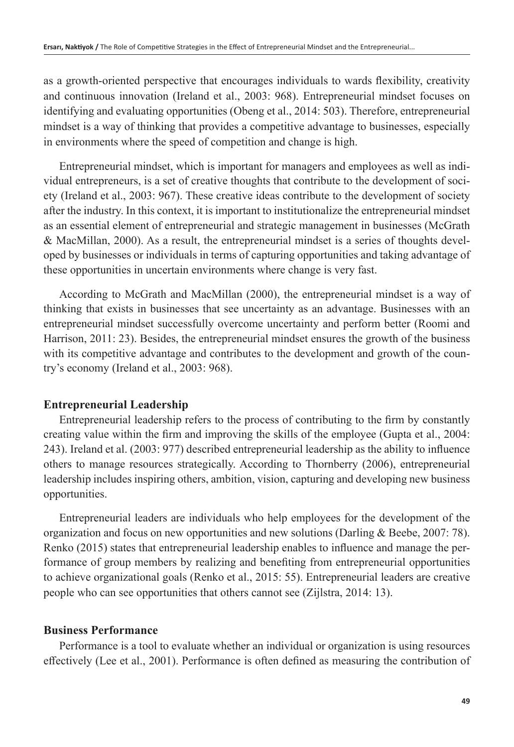as a growth-oriented perspective that encourages individuals to wards flexibility, creativity and continuous innovation (Ireland et al., 2003: 968). Entrepreneurial mindset focuses on identifying and evaluating opportunities (Obeng et al., 2014: 503). Therefore, entrepreneurial mindset is a way of thinking that provides a competitive advantage to businesses, especially in environments where the speed of competition and change is high.

Entrepreneurial mindset, which is important for managers and employees as well as individual entrepreneurs, is a set of creative thoughts that contribute to the development of society (Ireland et al., 2003: 967). These creative ideas contribute to the development of society after the industry. In this context, it is important to institutionalize the entrepreneurial mindset as an essential element of entrepreneurial and strategic management in businesses (McGrath & MacMillan, 2000). As a result, the entrepreneurial mindset is a series of thoughts developed by businesses or individuals in terms of capturing opportunities and taking advantage of these opportunities in uncertain environments where change is very fast.

According to McGrath and MacMillan (2000), the entrepreneurial mindset is a way of thinking that exists in businesses that see uncertainty as an advantage. Businesses with an entrepreneurial mindset successfully overcome uncertainty and perform better (Roomi and Harrison, 2011: 23). Besides, the entrepreneurial mindset ensures the growth of the business with its competitive advantage and contributes to the development and growth of the country's economy (Ireland et al., 2003: 968).

## Entrepreneurial Leadership

Entrepreneurial leadership refers to the process of contributing to the firm by constantly creating value within the firm and improving the skills of the employee (Gupta et al., 2004: 243). Ireland et al. (2003: 977) described entrepreneurial leadership as the ability to influence others to manage resources strategically. According to Thornberry (2006), entrepreneurial leadership includes inspiring others, ambition, vision, capturing and developing new business opportunities.

Entrepreneurial leaders are individuals who help employees for the development of the organization and focus on new opportunities and new solutions (Darling & Beebe, 2007: 78). Renko (2015) states that entrepreneurial leadership enables to influence and manage the performance of group members by realizing and benefiting from entrepreneurial opportunities to achieve organizational goals (Renko et al., 2015: 55). Entrepreneurial leaders are creative people who can see opportunities that others cannot see (Zijlstra, 2014: 13).

## Business Performance

Performance is a tool to evaluate whether an individual or organization is using resources effectively (Lee et al., 2001). Performance is often defined as measuring the contribution of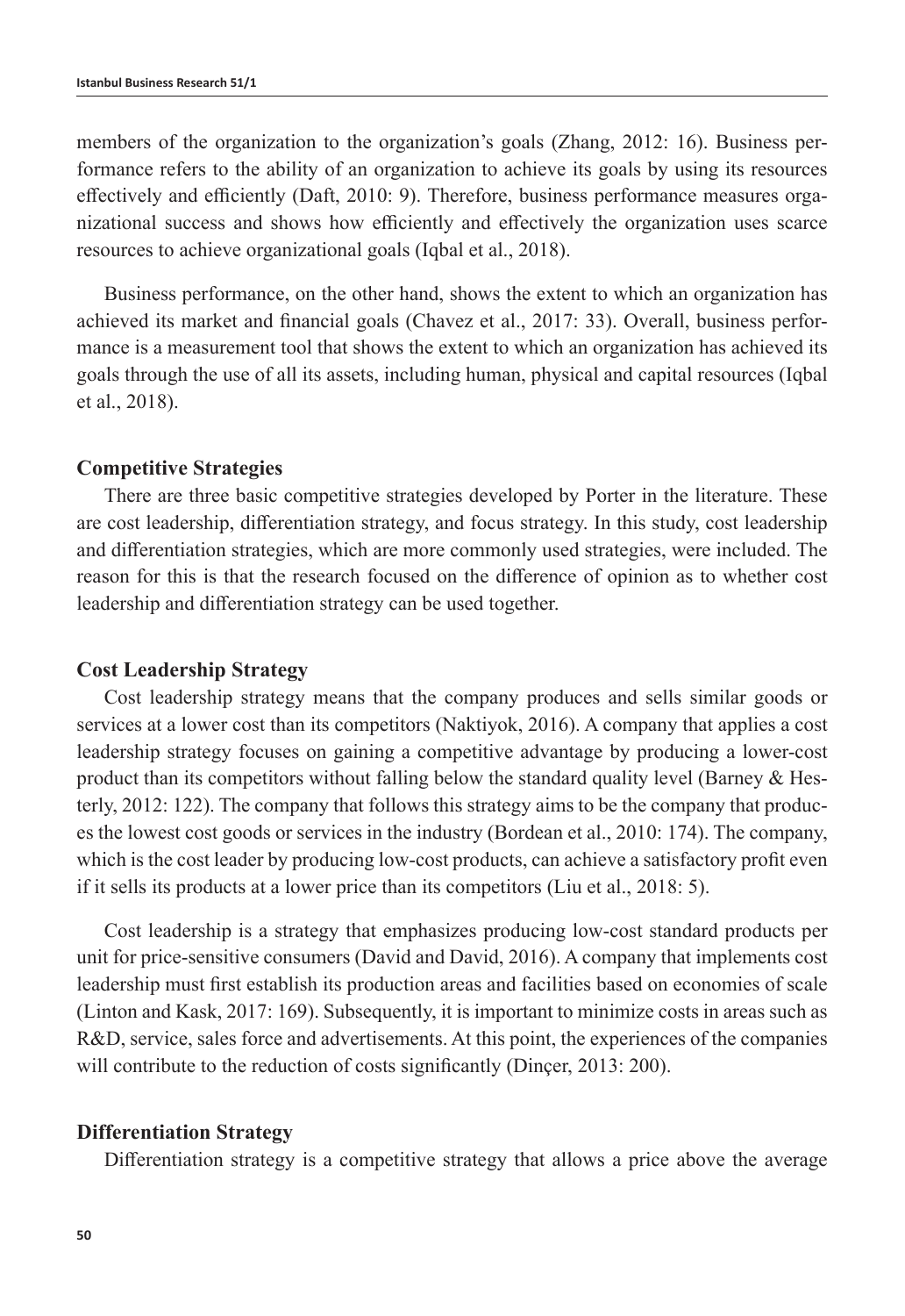members of the organization to the organization's goals (Zhang, 2012: 16). Business performance refers to the ability of an organization to achieve its goals by using its resources effectively and efficiently (Daft, 2010: 9). Therefore, business performance measures organizational success and shows how efficiently and effectively the organization uses scarce resources to achieve organizational goals (Iqbal et al., 2018).

Business performance, on the other hand, shows the extent to which an organization has achieved its market and financial goals (Chavez et al., 2017: 33). Overall, business performance is a measurement tool that shows the extent to which an organization has achieved its goals through the use of all its assets, including human, physical and capital resources (Iqbal et al., 2018).

### Competitive Strategies

There are three basic competitive strategies developed by Porter in the literature. These are cost leadership, differentiation strategy, and focus strategy. In this study, cost leadership and differentiation strategies, which are more commonly used strategies, were included. The reason for this is that the research focused on the difference of opinion as to whether cost leadership and differentiation strategy can be used together.

### Cost Leadership Strategy

Cost leadership strategy means that the company produces and sells similar goods or services at a lower cost than its competitors (Naktiyok, 2016). A company that applies a cost leadership strategy focuses on gaining a competitive advantage by producing a lower-cost product than its competitors without falling below the standard quality level (Barney & Hesterly, 2012: 122). The company that follows this strategy aims to be the company that produces the lowest cost goods or services in the industry (Bordean et al., 2010: 174). The company, which is the cost leader by producing low-cost products, can achieve a satisfactory profit even if it sells its products at a lower price than its competitors (Liu et al., 2018: 5).

Cost leadership is a strategy that emphasizes producing low-cost standard products per unit for price-sensitive consumers (David and David, 2016). A company that implements cost leadership must first establish its production areas and facilities based on economies of scale (Linton and Kask, 2017: 169). Subsequently, it is important to minimize costs in areas such as R&D, service, sales force and advertisements. At this point, the experiences of the companies will contribute to the reduction of costs significantly (Dinçer, 2013: 200).

### Differentiation Strategy

Differentiation strategy is a competitive strategy that allows a price above the average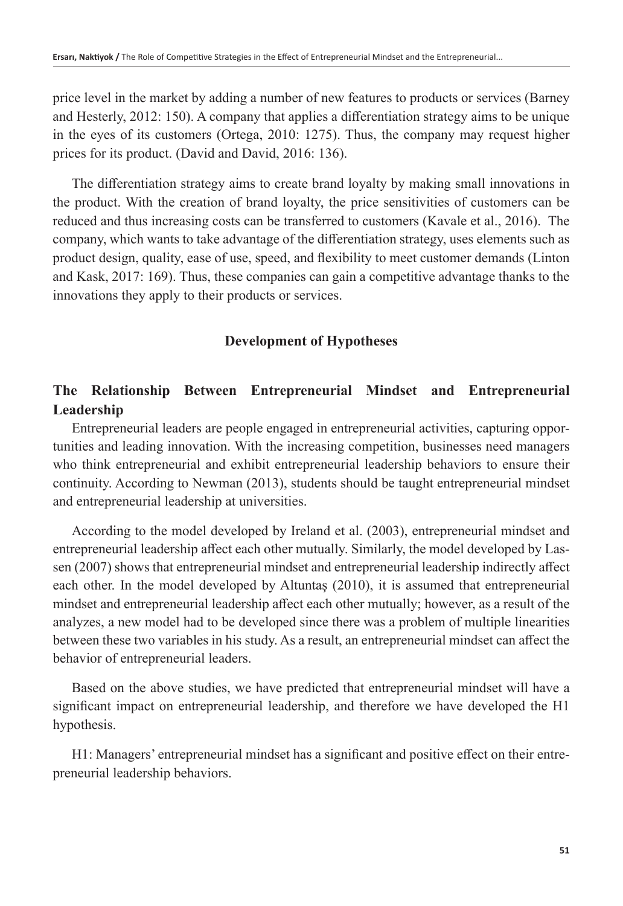price level in the market by adding a number of new features to products or services (Barney and Hesterly, 2012: 150). A company that applies a differentiation strategy aims to be unique in the eyes of its customers (Ortega, 2010: 1275). Thus, the company may request higher prices for its product. (David and David, 2016: 136).

The differentiation strategy aims to create brand loyalty by making small innovations in the product. With the creation of brand loyalty, the price sensitivities of customers can be reduced and thus increasing costs can be transferred to customers (Kavale et al., 2016). The company, which wants to take advantage of the differentiation strategy, uses elements such as product design, quality, ease of use, speed, and flexibility to meet customer demands (Linton and Kask, 2017: 169). Thus, these companies can gain a competitive advantage thanks to the innovations they apply to their products or services.

## Development of Hypotheses

### The Relationship Between Entrepreneurial Mindset and Entrepreneurial Leadership

Entrepreneurial leaders are people engaged in entrepreneurial activities, capturing opportunities and leading innovation. With the increasing competition, businesses need managers who think entrepreneurial and exhibit entrepreneurial leadership behaviors to ensure their continuity. According to Newman (2013), students should be taught entrepreneurial mindset and entrepreneurial leadership at universities.

According to the model developed by Ireland et al. (2003), entrepreneurial mindset and entrepreneurial leadership affect each other mutually. Similarly, the model developed by Lassen (2007) shows that entrepreneurial mindset and entrepreneurial leadership indirectly affect each other. In the model developed by Altuntaş (2010), it is assumed that entrepreneurial mindset and entrepreneurial leadership affect each other mutually; however, as a result of the analyzes, a new model had to be developed since there was a problem of multiple linearities between these two variables in his study. As a result, an entrepreneurial mindset can affect the behavior of entrepreneurial leaders.

Based on the above studies, we have predicted that entrepreneurial mindset will have a significant impact on entrepreneurial leadership, and therefore we have developed the H1 hypothesis.

H1: Managers' entrepreneurial mindset has a significant and positive effect on their entrepreneurial leadership behaviors.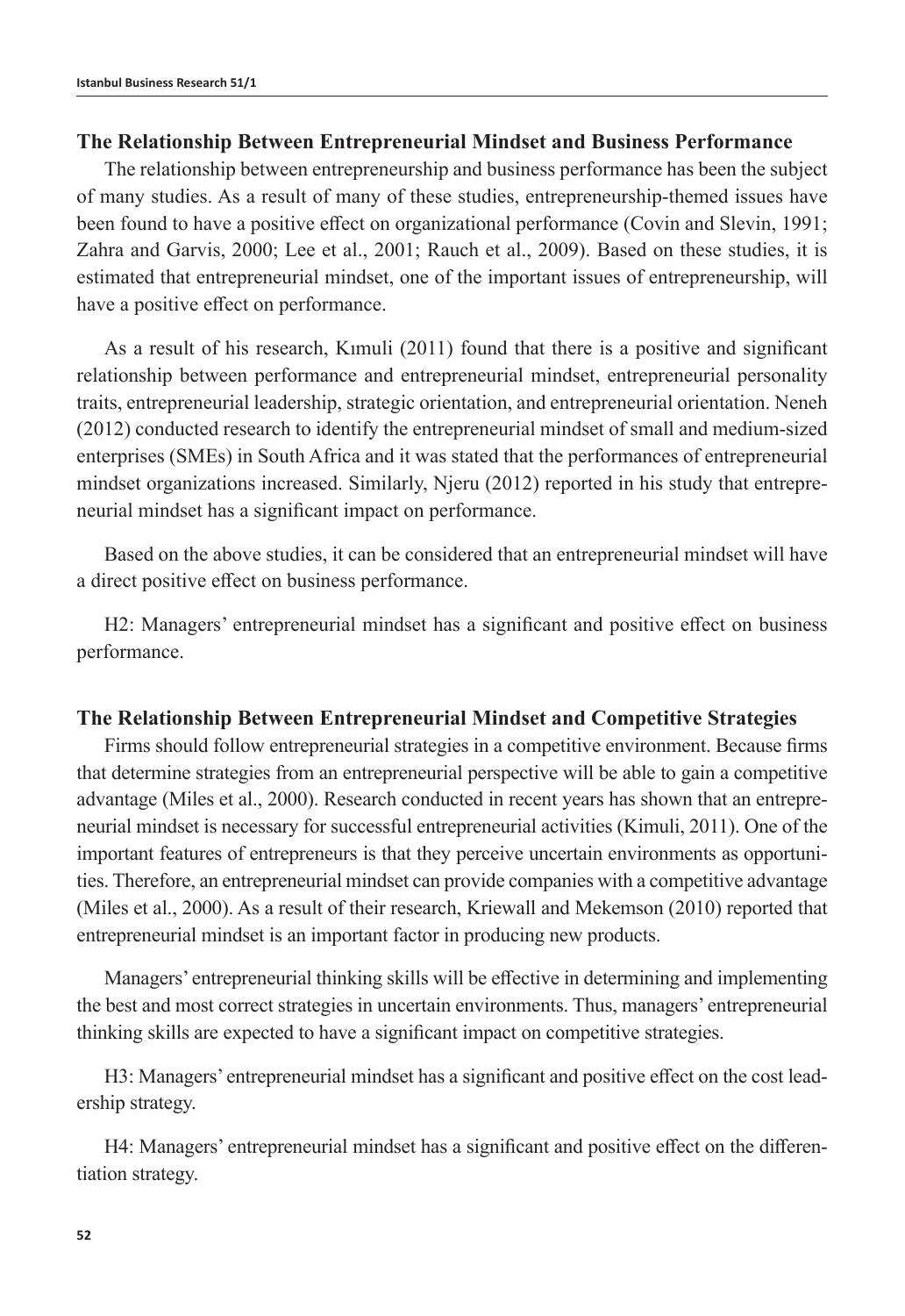### The Relationship Between Entrepreneurial Mindset and Business Performance

The relationship between entrepreneurship and business performance has been the subject of many studies. As a result of many of these studies, entrepreneurship-themed issues have been found to have a positive effect on organizational performance (Covin and Slevin, 1991; Zahra and Garvis, 2000; Lee et al., 2001; Rauch et al., 2009). Based on these studies, it is estimated that entrepreneurial mindset, one of the important issues of entrepreneurship, will have a positive effect on performance.

As a result of his research, Kımuli (2011) found that there is a positive and significant relationship between performance and entrepreneurial mindset, entrepreneurial personality traits, entrepreneurial leadership, strategic orientation, and entrepreneurial orientation. Neneh (2012) conducted research to identify the entrepreneurial mindset of small and medium-sized enterprises (SMEs) in South Africa and it was stated that the performances of entrepreneurial mindset organizations increased. Similarly, Njeru (2012) reported in his study that entrepreneurial mindset has a significant impact on performance.

Based on the above studies, it can be considered that an entrepreneurial mindset will have a direct positive effect on business performance.

H2: Managers' entrepreneurial mindset has a significant and positive effect on business performance.

### The Relationship Between Entrepreneurial Mindset and Competitive Strategies

Firms should follow entrepreneurial strategies in a competitive environment. Because firms that determine strategies from an entrepreneurial perspective will be able to gain a competitive advantage (Miles et al., 2000). Research conducted in recent years has shown that an entrepreneurial mindset is necessary for successful entrepreneurial activities (Kimuli, 2011). One of the important features of entrepreneurs is that they perceive uncertain environments as opportunities. Therefore, an entrepreneurial mindset can provide companies with a competitive advantage (Miles et al., 2000). As a result of their research, Kriewall and Mekemson (2010) reported that entrepreneurial mindset is an important factor in producing new products.

Managers' entrepreneurial thinking skills will be effective in determining and implementing the best and most correct strategies in uncertain environments. Thus, managers' entrepreneurial thinking skills are expected to have a significant impact on competitive strategies.

H3: Managers' entrepreneurial mindset has a significant and positive effect on the cost leadership strategy.

H4: Managers' entrepreneurial mindset has a significant and positive effect on the differentiation strategy.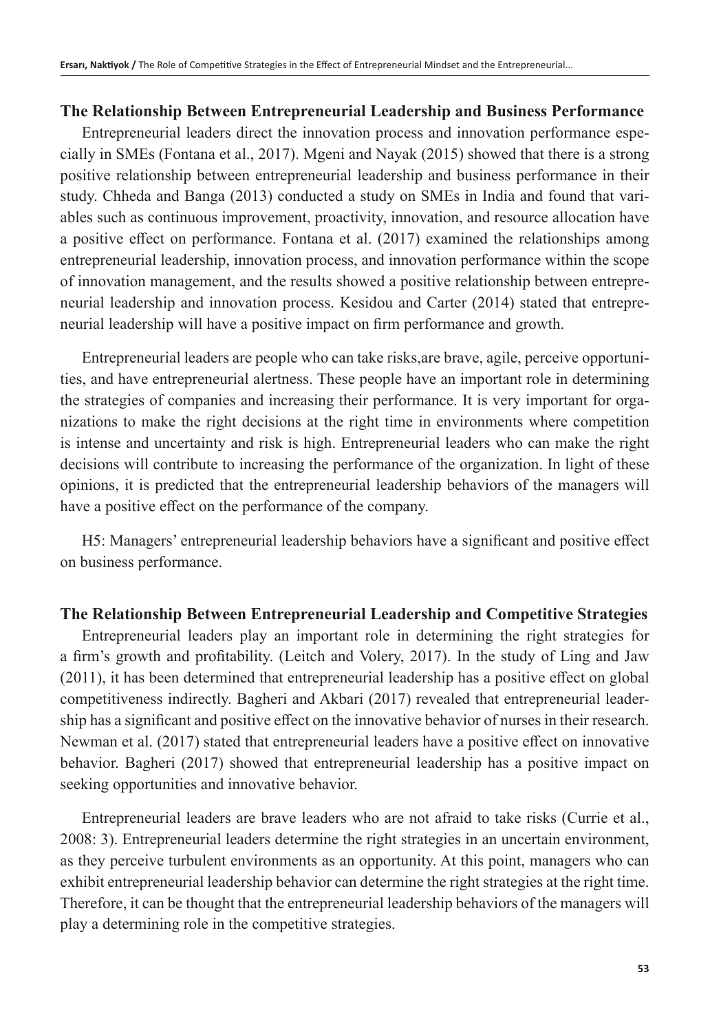### The Relationship Between Entrepreneurial Leadership and Business Performance

Entrepreneurial leaders direct the innovation process and innovation performance especially in SMEs (Fontana et al., 2017). Mgeni and Nayak (2015) showed that there is a strong positive relationship between entrepreneurial leadership and business performance in their study. Chheda and Banga (2013) conducted a study on SMEs in India and found that variables such as continuous improvement, proactivity, innovation, and resource allocation have a positive effect on performance. Fontana et al. (2017) examined the relationships among entrepreneurial leadership, innovation process, and innovation performance within the scope of innovation management, and the results showed a positive relationship between entrepreneurial leadership and innovation process. Kesidou and Carter (2014) stated that entrepreneurial leadership will have a positive impact on firm performance and growth.

Entrepreneurial leaders are people who can take risks,are brave, agile, perceive opportunities, and have entrepreneurial alertness. These people have an important role in determining the strategies of companies and increasing their performance. It is very important for organizations to make the right decisions at the right time in environments where competition is intense and uncertainty and risk is high. Entrepreneurial leaders who can make the right decisions will contribute to increasing the performance of the organization. In light of these opinions, it is predicted that the entrepreneurial leadership behaviors of the managers will have a positive effect on the performance of the company.

H5: Managers' entrepreneurial leadership behaviors have a significant and positive effect on business performance.

### The Relationship Between Entrepreneurial Leadership and Competitive Strategies

Entrepreneurial leaders play an important role in determining the right strategies for a firm's growth and profitability. (Leitch and Volery, 2017). In the study of Ling and Jaw (2011), it has been determined that entrepreneurial leadership has a positive effect on global competitiveness indirectly. Bagheri and Akbari (2017) revealed that entrepreneurial leadership has a significant and positive effect on the innovative behavior of nurses in their research. Newman et al. (2017) stated that entrepreneurial leaders have a positive effect on innovative behavior. Bagheri (2017) showed that entrepreneurial leadership has a positive impact on seeking opportunities and innovative behavior.

Entrepreneurial leaders are brave leaders who are not afraid to take risks (Currie et al., 2008: 3). Entrepreneurial leaders determine the right strategies in an uncertain environment, as they perceive turbulent environments as an opportunity. At this point, managers who can exhibit entrepreneurial leadership behavior can determine the right strategies at the right time. Therefore, it can be thought that the entrepreneurial leadership behaviors of the managers will play a determining role in the competitive strategies.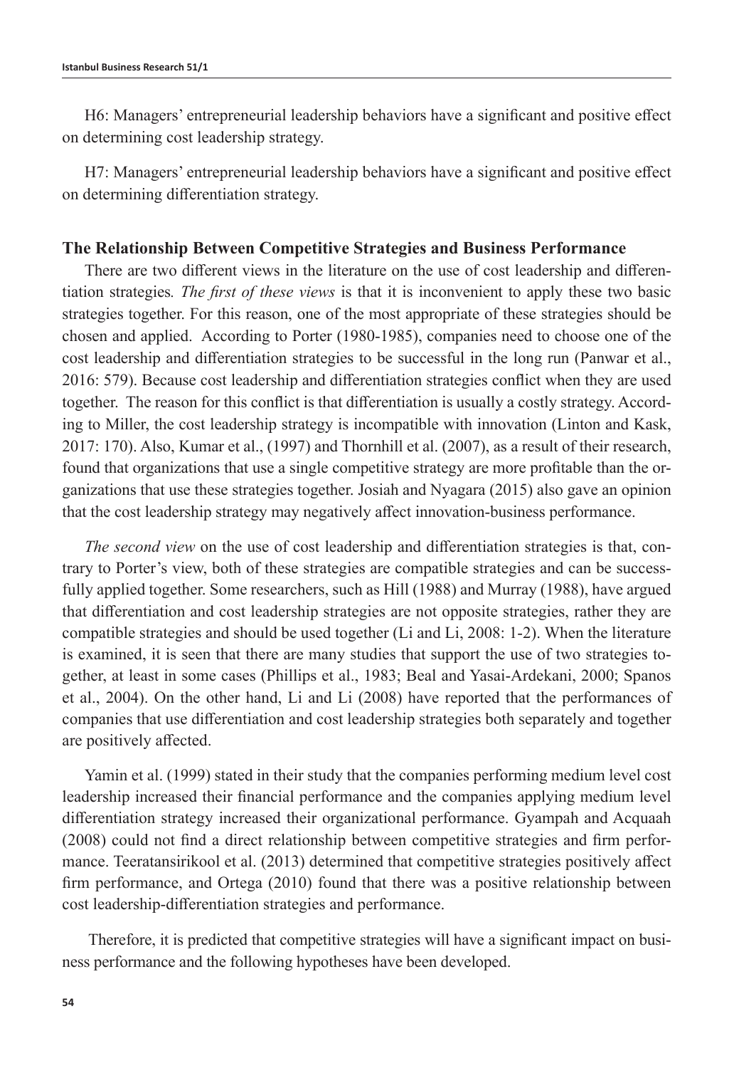H6: Managers' entrepreneurial leadership behaviors have a significant and positive effect on determining cost leadership strategy.

H7: Managers' entrepreneurial leadership behaviors have a significant and positive effect on determining differentiation strategy.

### The Relationship Between Competitive Strategies and Business Performance

There are two different views in the literature on the use of cost leadership and differentiation strategies. *The first of these views* is that it is inconvenient to apply these two basic strategies together. For this reason, one of the most appropriate of these strategies should be chosen and applied. According to Porter (1980-1985), companies need to choose one of the cost leadership and differentiation strategies to be successful in the long run (Panwar et al., 2016: 579). Because cost leadership and differentiation strategies conflict when they are used together. The reason for this conflict is that differentiation is usually a costly strategy. According to Miller, the cost leadership strategy is incompatible with innovation (Linton and Kask, 2017: 170). Also, Kumar et al., (1997) and Thornhill et al. (2007), as a result of their research, found that organizations that use a single competitive strategy are more profitable than the organizations that use these strategies together. Josiah and Nyagara (2015) also gave an opinion that the cost leadership strategy may negatively affect innovation-business performance.

*The second view* on the use of cost leadership and differentiation strategies is that, contrary to Porter's view, both of these strategies are compatible strategies and can be successfully applied together. Some researchers, such as Hill (1988) and Murray (1988), have argued that differentiation and cost leadership strategies are not opposite strategies, rather they are compatible strategies and should be used together (Li and Li, 2008: 1-2). When the literature is examined, it is seen that there are many studies that support the use of two strategies together, at least in some cases (Phillips et al., 1983; Beal and Yasai-Ardekani, 2000; Spanos et al., 2004). On the other hand, Li and Li (2008) have reported that the performances of companies that use differentiation and cost leadership strategies both separately and together are positively affected.

Yamin et al. (1999) stated in their study that the companies performing medium level cost leadership increased their financial performance and the companies applying medium level differentiation strategy increased their organizational performance. Gyampah and Acquaah (2008) could not find a direct relationship between competitive strategies and firm performance. Teeratansirikool et al. (2013) determined that competitive strategies positively affect firm performance, and Ortega (2010) found that there was a positive relationship between cost leadership-differentiation strategies and performance.

Therefore, it is predicted that competitive strategies will have a significant impact on business performance and the following hypotheses have been developed.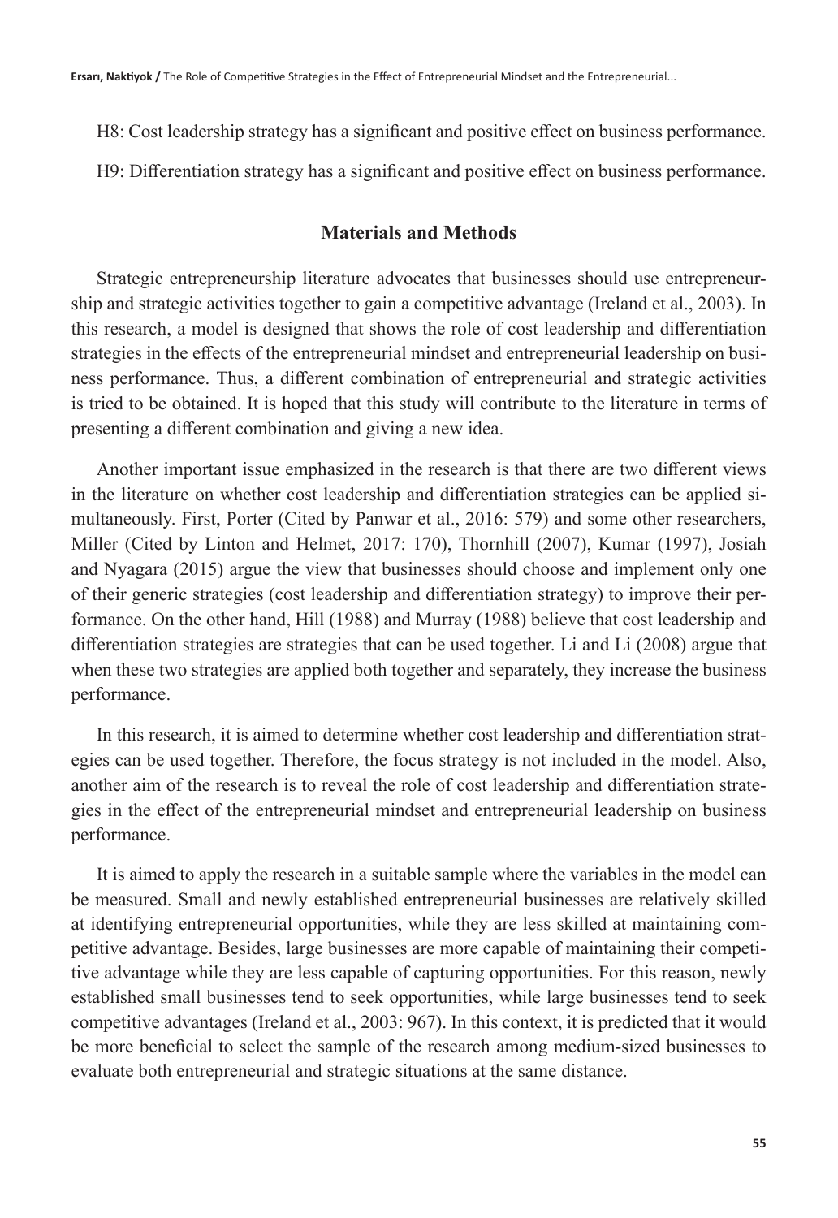H8: Cost leadership strategy has a significant and positive effect on business performance.

H9: Differentiation strategy has a significant and positive effect on business performance.

## Materials and Methods

Strategic entrepreneurship literature advocates that businesses should use entrepreneurship and strategic activities together to gain a competitive advantage (Ireland et al., 2003). In this research, a model is designed that shows the role of cost leadership and differentiation strategies in the effects of the entrepreneurial mindset and entrepreneurial leadership on business performance. Thus, a different combination of entrepreneurial and strategic activities is tried to be obtained. It is hoped that this study will contribute to the literature in terms of presenting a different combination and giving a new idea.

Another important issue emphasized in the research is that there are two different views in the literature on whether cost leadership and differentiation strategies can be applied simultaneously. First, Porter (Cited by Panwar et al., 2016: 579) and some other researchers, Miller (Cited by Linton and Helmet, 2017: 170), Thornhill (2007), Kumar (1997), Josiah and Nyagara (2015) argue the view that businesses should choose and implement only one of their generic strategies (cost leadership and differentiation strategy) to improve their performance. On the other hand, Hill (1988) and Murray (1988) believe that cost leadership and differentiation strategies are strategies that can be used together. Li and Li (2008) argue that when these two strategies are applied both together and separately, they increase the business performance.

In this research, it is aimed to determine whether cost leadership and differentiation strategies can be used together. Therefore, the focus strategy is not included in the model. Also, another aim of the research is to reveal the role of cost leadership and differentiation strategies in the effect of the entrepreneurial mindset and entrepreneurial leadership on business performance.

It is aimed to apply the research in a suitable sample where the variables in the model can be measured. Small and newly established entrepreneurial businesses are relatively skilled at identifying entrepreneurial opportunities, while they are less skilled at maintaining competitive advantage. Besides, large businesses are more capable of maintaining their competitive advantage while they are less capable of capturing opportunities. For this reason, newly established small businesses tend to seek opportunities, while large businesses tend to seek competitive advantages (Ireland et al., 2003: 967). In this context, it is predicted that it would be more beneficial to select the sample of the research among medium-sized businesses to evaluate both entrepreneurial and strategic situations at the same distance.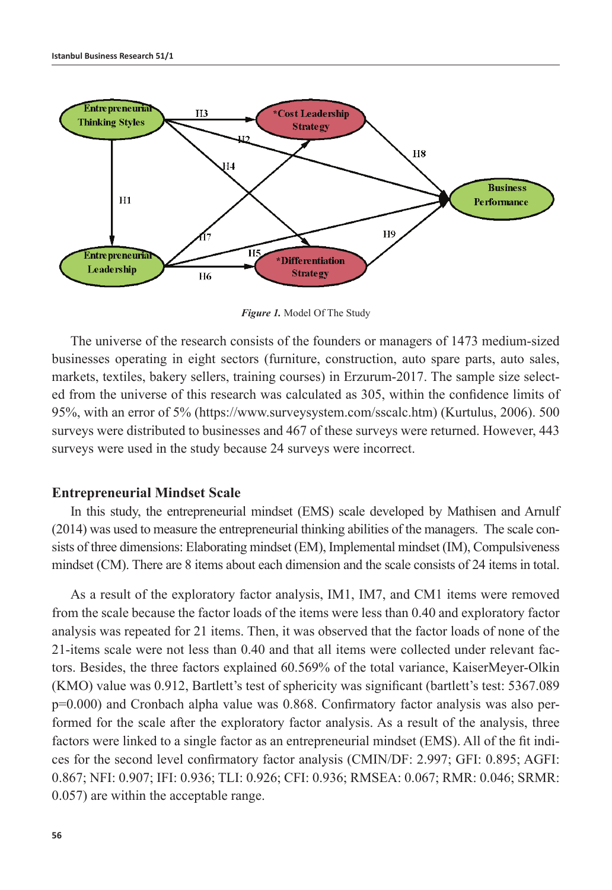*Figure 1.* Model Of The Study

The universe of the research consists of the founders or managers of 1473 medium-sized businesses operating in eight sectors (furniture, construction, auto spare parts, auto sales, markets, textiles, bakery sellers, training courses) in Erzurum-2017. The sample size selected from the universe of this research was calculated as 305, within the confidence limits of 95%, with an error of 5% (https://www.surveysystem.com/sscalc.htm) (Kurtulus, 2006). 500 surveys were distributed to businesses and 467 of these surveys were returned. However, 443 surveys were used in the study because 24 surveys were incorrect.

### Entrepreneurial Mindset Scale

In this study, the entrepreneurial mindset (EMS) scale developed by Mathisen and Arnulf (2014) was used to measure the entrepreneurial thinking abilities of the managers. The scale consists of three dimensions: Elaborating mindset (EM), Implemental mindset (IM), Compulsiveness mindset (CM). There are 8 items about each dimension and the scale consists of 24 items in total.

As a result of the exploratory factor analysis, IM1, IM7, and CM1 items were removed from the scale because the factor loads of the items were less than 0.40 and exploratory factor analysis was repeated for 21 items. Then, it was observed that the factor loads of none of the 21-items scale were not less than 0.40 and that all items were collected under relevant factors. Besides, the three factors explained 60.569% of the total variance, KaiserMeyer-Olkin (KMO) value was 0.912, Bartlett's test of sphericity was significant (bartlett's test: 5367.089 p=0.000) and Cronbach alpha value was 0.868. Confirmatory factor analysis was also performed for the scale after the exploratory factor analysis. As a result of the analysis, three factors were linked to a single factor as an entrepreneurial mindset (EMS). All of the fit indices for the second level confirmatory factor analysis (CMIN/DF: 2.997; GFI: 0.895; AGFI: 0.867; NFI: 0.907; IFI: 0.936; TLI: 0.926; CFI: 0.936; RMSEA: 0.067; RMR: 0.046; SRMR: 0.057) are within the acceptable range.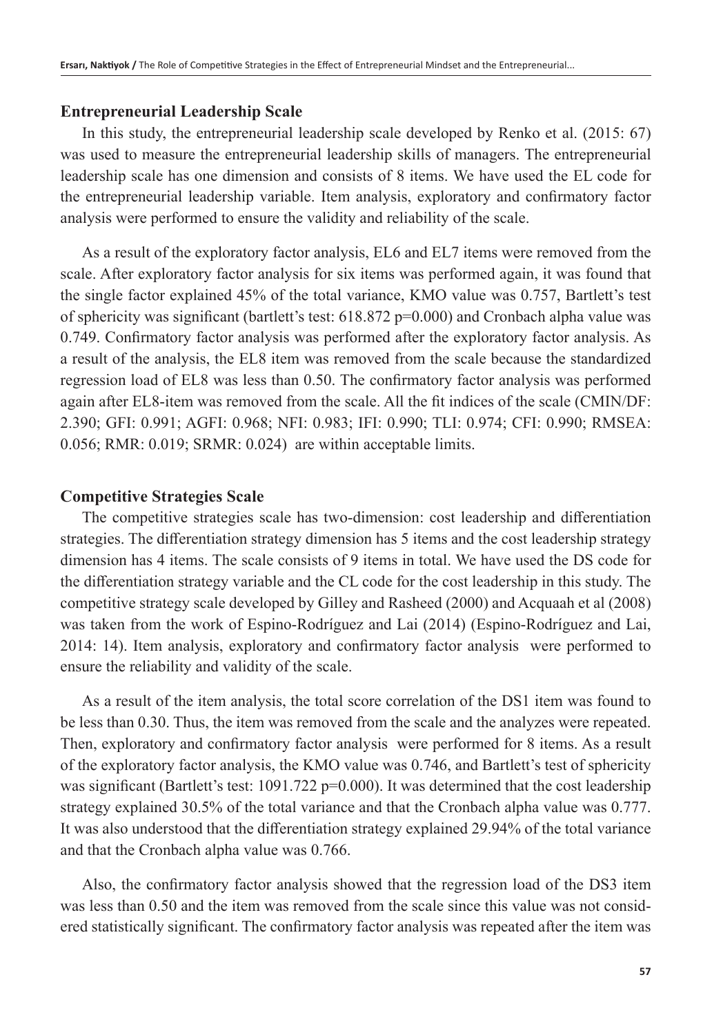### Entrepreneurial Leadership Scale

In this study, the entrepreneurial leadership scale developed by Renko et al. (2015: 67) was used to measure the entrepreneurial leadership skills of managers. The entrepreneurial leadership scale has one dimension and consists of 8 items. We have used the EL code for the entrepreneurial leadership variable. Item analysis, exploratory and confirmatory factor analysis were performed to ensure the validity and reliability of the scale.

As a result of the exploratory factor analysis, EL6 and EL7 items were removed from the scale. After exploratory factor analysis for six items was performed again, it was found that the single factor explained 45% of the total variance, KMO value was 0.757, Bartlett's test of sphericity was significant (bartlett's test: 618.872 p=0.000) and Cronbach alpha value was 0.749. Confirmatory factor analysis was performed after the exploratory factor analysis. As a result of the analysis, the EL8 item was removed from the scale because the standardized regression load of EL8 was less than 0.50. The confirmatory factor analysis was performed again after EL8-item was removed from the scale. All the fit indices of the scale (CMIN/DF: 2.390; GFI: 0.991; AGFI: 0.968; NFI: 0.983; IFI: 0.990; TLI: 0.974; CFI: 0.990; RMSEA: 0.056; RMR: 0.019; SRMR: 0.024) are within acceptable limits.

### Competitive Strategies Scale

The competitive strategies scale has two-dimension: cost leadership and differentiation strategies. The differentiation strategy dimension has 5 items and the cost leadership strategy dimension has 4 items. The scale consists of 9 items in total. We have used the DS code for the differentiation strategy variable and the CL code for the cost leadership in this study. The competitive strategy scale developed by Gilley and Rasheed (2000) and Acquaah et al (2008) was taken from the work of Espino-Rodríguez and Lai (2014) (Espino-Rodríguez and Lai, 2014: 14). Item analysis, exploratory and confirmatory factor analysis were performed to ensure the reliability and validity of the scale.

As a result of the item analysis, the total score correlation of the DS1 item was found to be less than 0.30. Thus, the item was removed from the scale and the analyzes were repeated. Then, exploratory and confirmatory factor analysis were performed for 8 items. As a result of the exploratory factor analysis, the KMO value was 0.746, and Bartlett's test of sphericity was significant (Bartlett's test: 1091.722 p=0.000). It was determined that the cost leadership strategy explained 30.5% of the total variance and that the Cronbach alpha value was 0.777. It was also understood that the differentiation strategy explained 29.94% of the total variance and that the Cronbach alpha value was 0.766.

Also, the confirmatory factor analysis showed that the regression load of the DS3 item was less than 0.50 and the item was removed from the scale since this value was not considered statistically significant. The confirmatory factor analysis was repeated after the item was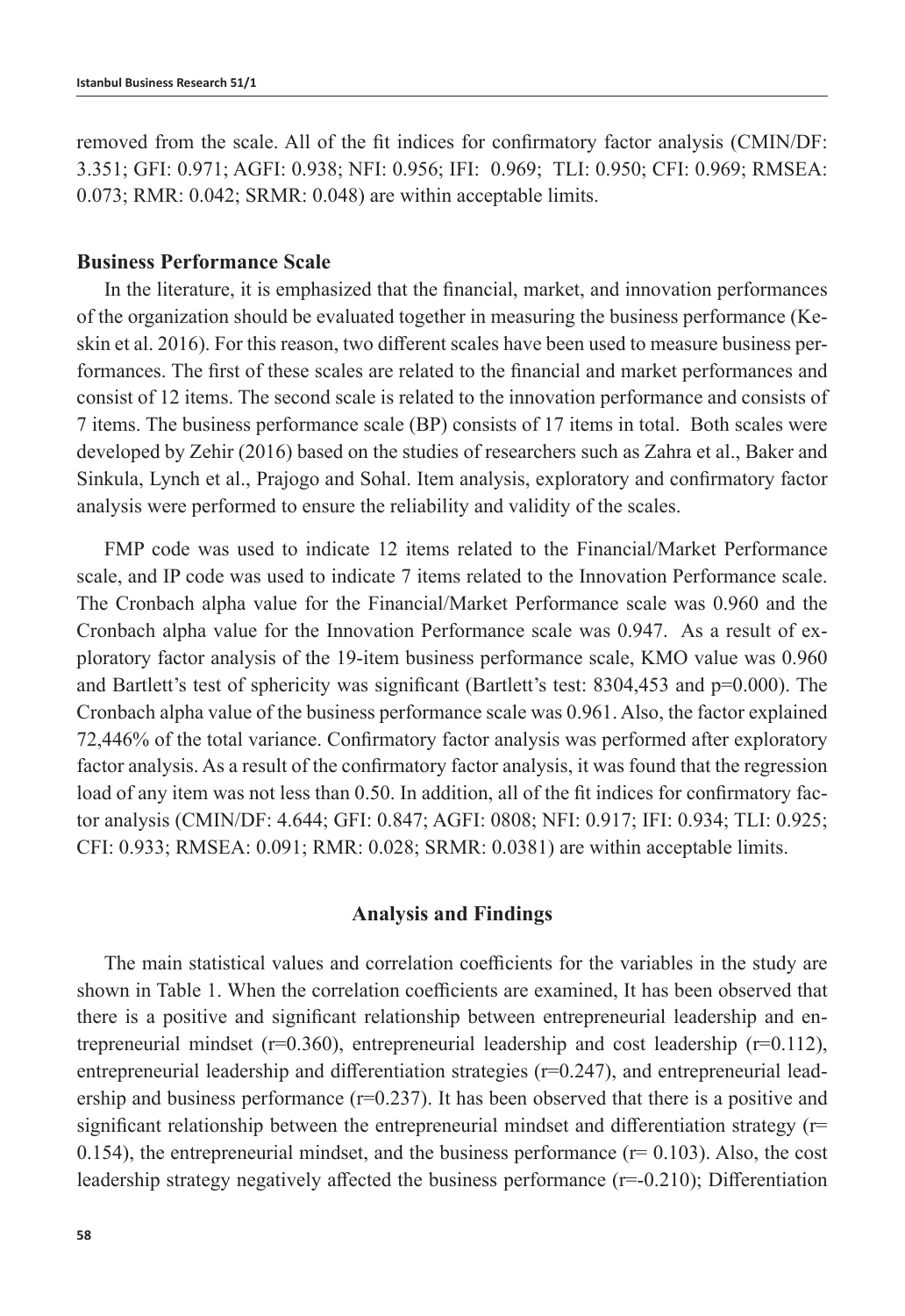removed from the scale. All of the fit indices for confirmatory factor analysis (CMIN/DF: 3.351; GFI: 0.971; AGFI: 0.938; NFI: 0.956; IFI: 0.969; TLI: 0.950; CFI: 0.969; RMSEA: 0.073; RMR: 0.042; SRMR: 0.048) are within acceptable limits.

### Business Performance Scale

In the literature, it is emphasized that the financial, market, and innovation performances of the organization should be evaluated together in measuring the business performance (Keskin et al. 2016). For this reason, two different scales have been used to measure business performances. The first of these scales are related to the financial and market performances and consist of 12 items. The second scale is related to the innovation performance and consists of 7 items. The business performance scale (BP) consists of 17 items in total. Both scales were developed by Zehir (2016) based on the studies of researchers such as Zahra et al., Baker and Sinkula, Lynch et al., Prajogo and Sohal. Item analysis, exploratory and confirmatory factor analysis were performed to ensure the reliability and validity of the scales.

FMP code was used to indicate 12 items related to the Financial/Market Performance scale, and IP code was used to indicate 7 items related to the Innovation Performance scale. The Cronbach alpha value for the Financial/Market Performance scale was 0.960 and the Cronbach alpha value for the Innovation Performance scale was 0.947. As a result of exploratory factor analysis of the 19-item business performance scale, KMO value was 0.960 and Bartlett's test of sphericity was significant (Bartlett's test: 8304,453 and p=0.000). The Cronbach alpha value of the business performance scale was 0.961. Also, the factor explained 72,446% of the total variance. Confirmatory factor analysis was performed after exploratory factor analysis. As a result of the confirmatory factor analysis, it was found that the regression load of any item was not less than 0.50. In addition, all of the fit indices for confirmatory factor analysis (CMIN/DF: 4.644; GFI: 0.847; AGFI: 0808; NFI: 0.917; IFI: 0.934; TLI: 0.925; CFI: 0.933; RMSEA: 0.091; RMR: 0.028; SRMR: 0.0381) are within acceptable limits.

## Analysis and Findings

The main statistical values and correlation coefficients for the variables in the study are shown in Table 1. When the correlation coefficients are examined, It has been observed that there is a positive and significant relationship between entrepreneurial leadership and entrepreneurial mindset (r=0.360), entrepreneurial leadership and cost leadership (r=0.112), entrepreneurial leadership and differentiation strategies (r=0.247), and entrepreneurial leadership and business performance (r=0.237). It has been observed that there is a positive and significant relationship between the entrepreneurial mindset and differentiation strategy (r= 0.154), the entrepreneurial mindset, and the business performance (r= 0.103). Also, the cost leadership strategy negatively affected the business performance (r=-0.210); Differentiation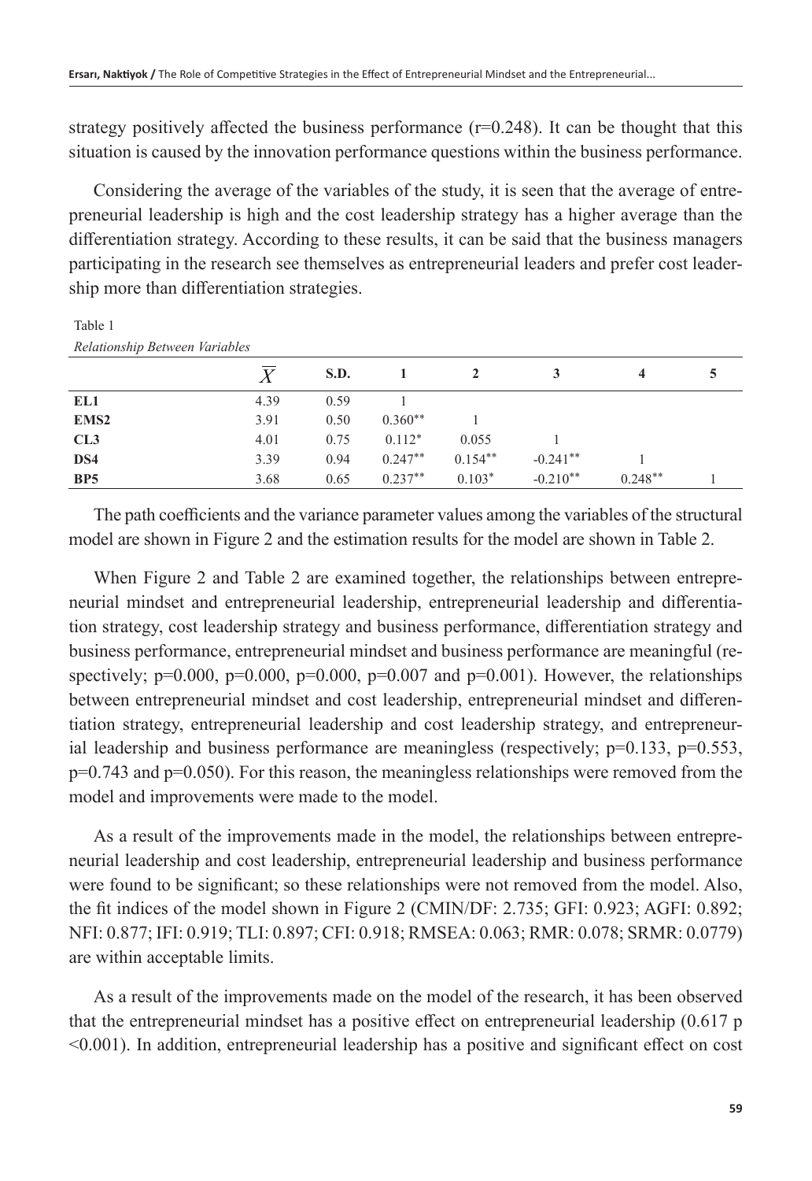strategy positively affected the business performance (r=0.248). It can be thought that this situation is caused by the innovation performance questions within the business performance.

Considering the average of the variables of the study, it is seen that the average of entrepreneurial leadership is high and the cost leadership strategy has a higher average than the differentiation strategy. According to these results, it can be said that the business managers participating in the research see themselves as entrepreneurial leaders and prefer cost leadership more than differentiation strategies.

Table 1

*Relationship Between Variables*

| | $\overline{X}$ | S.D. | 1 | 2 | 3 | 4 | 5 |
|---|---|---|---|---|---|---|---|
| **EL1** | 4.39 | 0.59 | 1 | | | | |
| **EMS2** | 3.91 | 0.50 | $0.360^{**}$ | 1 | | | |
| **CL3** | 4.01 | 0.75 | $0.112^{*}$ | 0.055 | 1 | | |
| **DS4** | 3.39 | 0.94 | $0.247^{**}$ | $0.154^{**}$ | $-0.241^{**}$ | 1 | |
| **BP5** | 3.68 | 0.65 | $0.237^{**}$ | $0.103^{*}$ | $-0.210^{**}$ | $0.248^{**}$ | 1 |

The path coefficients and the variance parameter values among the variables of the structural model are shown in Figure 2 and the estimation results for the model are shown in Table 2.

When Figure 2 and Table 2 are examined together, the relationships between entrepreneurial mindset and entrepreneurial leadership, entrepreneurial leadership and differentiation strategy, cost leadership strategy and business performance, differentiation strategy and business performance, entrepreneurial mindset and business performance are meaningful (respectively; p=0.000, p=0.000, p=0.000, p=0.007 and p=0.001). However, the relationships between entrepreneurial mindset and cost leadership, entrepreneurial mindset and differentiation strategy, entrepreneurial leadership and cost leadership strategy, and entrepreneurial leadership and business performance are meaningless (respectively; p=0.133, p=0.553, p=0.743 and p=0.050). For this reason, the meaningless relationships were removed from the model and improvements were made to the model.

As a result of the improvements made in the model, the relationships between entrepreneurial leadership and cost leadership, entrepreneurial leadership and business performance were found to be significant; so these relationships were not removed from the model. Also, the fit indices of the model shown in Figure 2 (CMIN/DF: 2.735; GFI: 0.923; AGFI: 0.892; NFI: 0.877; IFI: 0.919; TLI: 0.897; CFI: 0.918; RMSEA: 0.063; RMR: 0.078; SRMR: 0.0779) are within acceptable limits.

As a result of the improvements made on the model of the research, it has been observed that the entrepreneurial mindset has a positive effect on entrepreneurial leadership (0.617 p <0.001). In addition, entrepreneurial leadership has a positive and significant effect on cost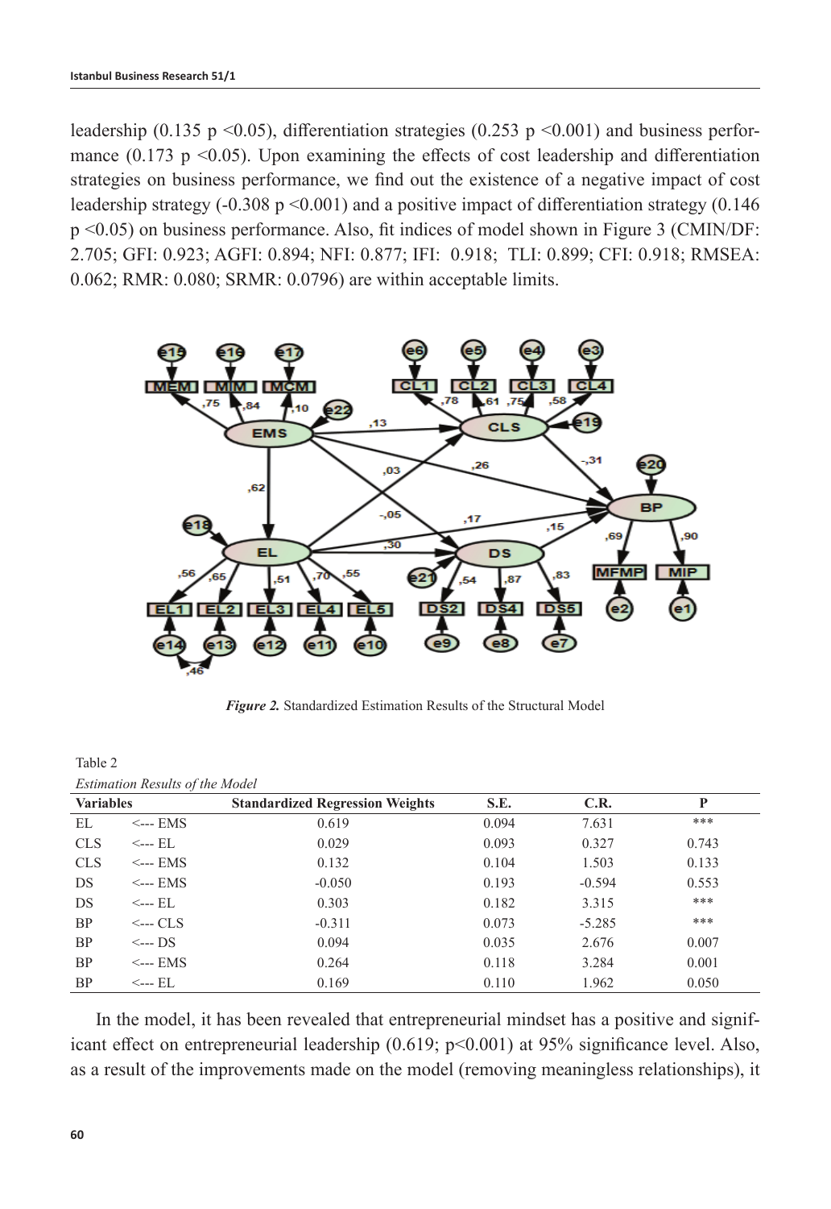leadership (0.135 $p < 0.05$), differentiation strategies (0.253 $p < 0.001$) and business performance (0.173 $p < 0.05$). Upon examining the effects of cost leadership and differentiation strategies on business performance, we find out the existence of a negative impact of cost leadership strategy (-0.308 $p < 0.001$) and a positive impact of differentiation strategy (0.146 $p < 0.05$) on business performance. Also, fit indices of model shown in Figure 3 (CMIN/DF: 2.705; GFI: 0.923; AGFI: 0.894; NFI: 0.877; IFI: 0.918; TLI: 0.899; CFI: 0.918; RMSEA: 0.062; RMR: 0.080; SRMR: 0.0796) are within acceptable limits.

***Figure 2.*** Standardized Estimation Results of the Structural Model

Table 2

*Estimation Results of the Model*

| Variables | | Standardized Regression Weights | S.E. | C.R. | P |
|---|---|---|---|---|---|
| EL | <--- EMS | 0.619 | 0.094 | 7.631 | *** |
| CLS | <--- EL | 0.029 | 0.093 | 0.327 | 0.743 |
| CLS | <--- EMS | 0.132 | 0.104 | 1.503 | 0.133 |
| DS | <--- EMS | -0.050 | 0.193 | -0.594 | 0.553 |
| DS | <--- EL | 0.303 | 0.182 | 3.315 | *** |
| BP | <--- CLS | -0.311 | 0.073 | -5.285 | *** |
| BP | <--- DS | 0.094 | 0.035 | 2.676 | 0.007 |
| BP | <--- EMS | 0.264 | 0.118 | 3.284 | 0.001 |
| BP | <--- EL | 0.169 | 0.110 | 1.962 | 0.050 |

In the model, it has been revealed that entrepreneurial mindset has a positive and significant effect on entrepreneurial leadership (0.619; $p < 0.001$) at 95% significance level. Also, as a result of the improvements made on the model (removing meaningless relationships), it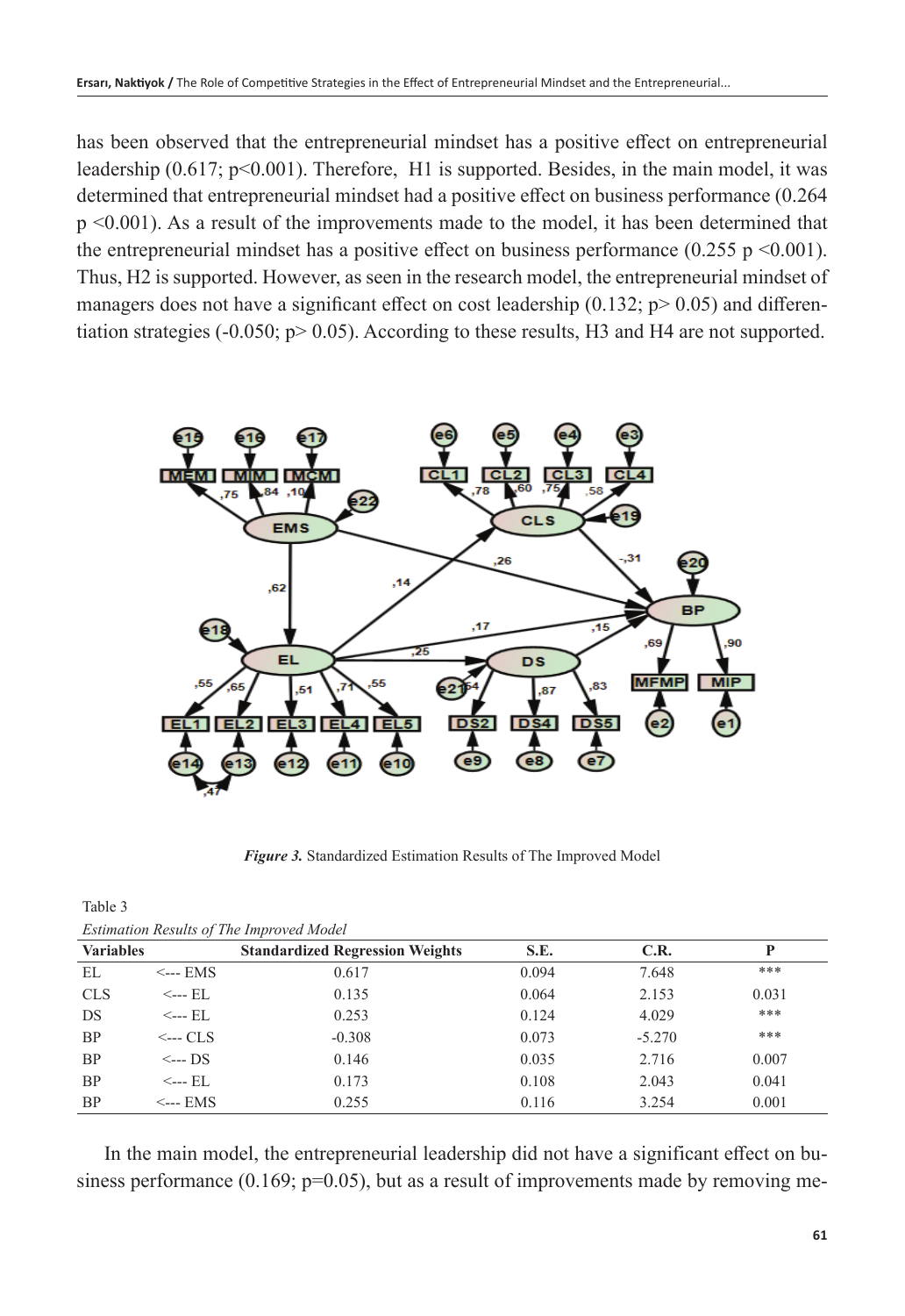has been observed that the entrepreneurial mindset has a positive effect on entrepreneurial leadership (0.617; $p<0.001$). Therefore, H1 is supported. Besides, in the main model, it was determined that entrepreneurial mindset had a positive effect on business performance (0.264 $p<0.001$). As a result of the improvements made to the model, it has been determined that the entrepreneurial mindset has a positive effect on business performance (0.255 $p<0.001$). Thus, H2 is supported. However, as seen in the research model, the entrepreneurial mindset of managers does not have a significant effect on cost leadership (0.132; $p>0.05$) and differentiation strategies (-0.050; $p>0.05$). According to these results, H3 and H4 are not supported.

***Figure 3.*** Standardized Estimation Results of The Improved Model

Table 3

*Estimation Results of The Improved Model*

| Variables | | Standardized Regression Weights | S.E. | C.R. | P |
|---|---|---|---|---|---|
| EL | <--- EMS | 0.617 | 0.094 | 7.648 | *** |
| CLS | <--- EL | 0.135 | 0.064 | 2.153 | 0.031 |
| DS | <--- EL | 0.253 | 0.124 | 4.029 | *** |
| BP | <--- CLS | -0.308 | 0.073 | -5.270 | *** |
| BP | <--- DS | 0.146 | 0.035 | 2.716 | 0.007 |
| BP | <--- EL | 0.173 | 0.108 | 2.043 | 0.041 |
| BP | <--- EMS | 0.255 | 0.116 | 3.254 | 0.001 |

In the main model, the entrepreneurial leadership did not have a significant effect on business performance (0.169; $p=0.05$), but as a result of improvements made by removing me-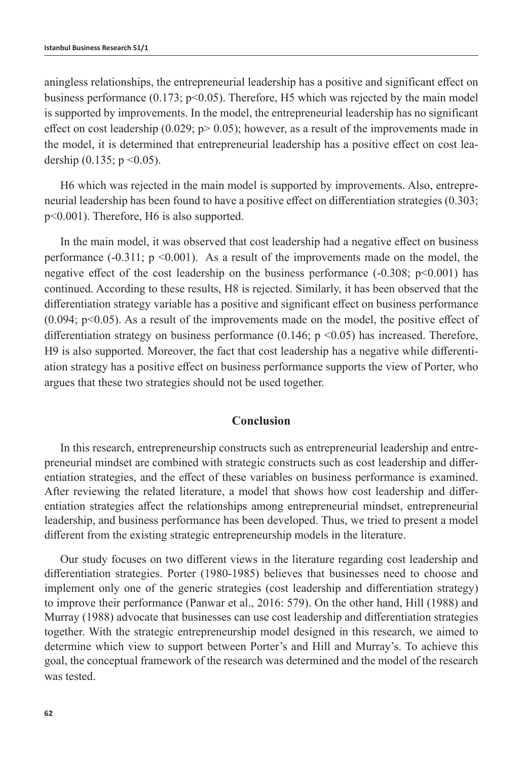aningless relationships, the entrepreneurial leadership has a positive and significant effect on business performance (0.173; $p<0.05$). Therefore, H5 which was rejected by the main model is supported by improvements. In the model, the entrepreneurial leadership has no significant effect on cost leadership (0.029; $p>0.05$); however, as a result of the improvements made in the model, it is determined that entrepreneurial leadership has a positive effect on cost leadership (0.135; $p<0.05$).

H6 which was rejected in the main model is supported by improvements. Also, entrepreneurial leadership has been found to have a positive effect on differentiation strategies (0.303; $p<0.001$). Therefore, H6 is also supported.

In the main model, it was observed that cost leadership had a negative effect on business performance (-0.311; $p<0.001$). As a result of the improvements made on the model, the negative effect of the cost leadership on the business performance (-0.308; $p<0.001$) has continued. According to these results, H8 is rejected. Similarly, it has been observed that the differentiation strategy variable has a positive and significant effect on business performance (0.094; $p<0.05$). As a result of the improvements made on the model, the positive effect of differentiation strategy on business performance (0.146; $p<0.05$) has increased. Therefore, H9 is also supported. Moreover, the fact that cost leadership has a negative while differentiation strategy has a positive effect on business performance supports the view of Porter, who argues that these two strategies should not be used together.

## Conclusion

In this research, entrepreneurship constructs such as entrepreneurial leadership and entrepreneurial mindset are combined with strategic constructs such as cost leadership and differentiation strategies, and the effect of these variables on business performance is examined. After reviewing the related literature, a model that shows how cost leadership and differentiation strategies affect the relationships among entrepreneurial mindset, entrepreneurial leadership, and business performance has been developed. Thus, we tried to present a model different from the existing strategic entrepreneurship models in the literature.

Our study focuses on two different views in the literature regarding cost leadership and differentiation strategies. Porter (1980-1985) believes that businesses need to choose and implement only one of the generic strategies (cost leadership and differentiation strategy) to improve their performance (Panwar et al., 2016: 579). On the other hand, Hill (1988) and Murray (1988) advocate that businesses can use cost leadership and differentiation strategies together. With the strategic entrepreneurship model designed in this research, we aimed to determine which view to support between Porter's and Hill and Murray's. To achieve this goal, the conceptual framework of the research was determined and the model of the research was tested.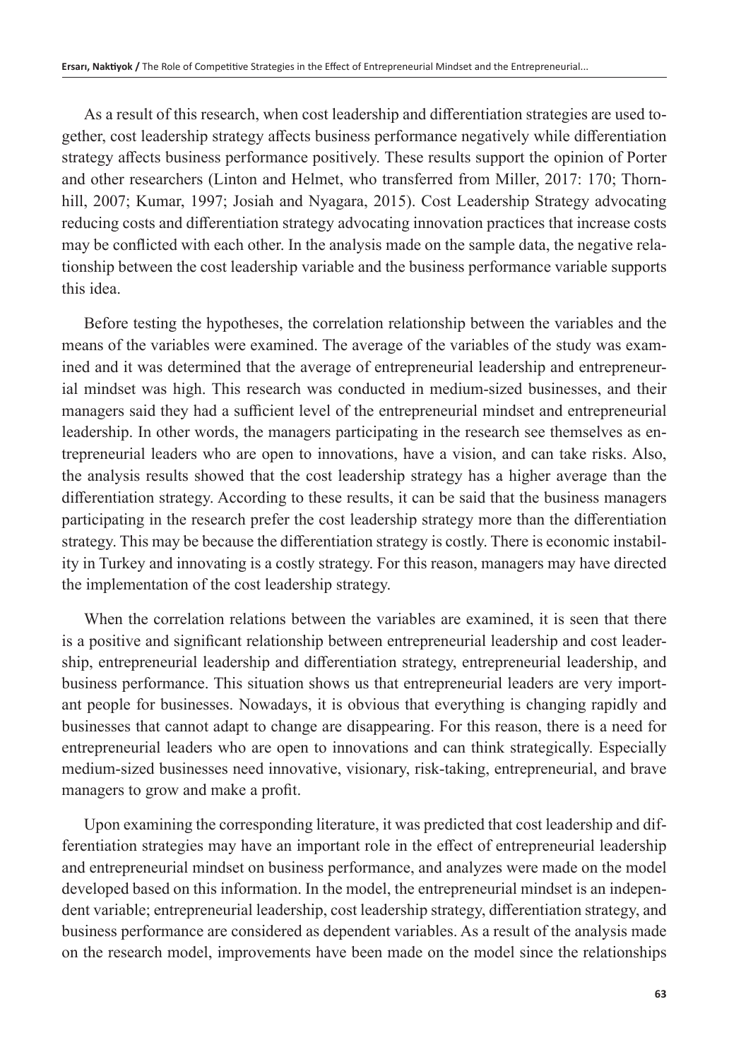As a result of this research, when cost leadership and differentiation strategies are used together, cost leadership strategy affects business performance negatively while differentiation strategy affects business performance positively. These results support the opinion of Porter and other researchers (Linton and Helmet, who transferred from Miller, 2017: 170; Thornhill, 2007; Kumar, 1997; Josiah and Nyagara, 2015). Cost Leadership Strategy advocating reducing costs and differentiation strategy advocating innovation practices that increase costs may be conflicted with each other. In the analysis made on the sample data, the negative relationship between the cost leadership variable and the business performance variable supports this idea.

Before testing the hypotheses, the correlation relationship between the variables and the means of the variables were examined. The average of the variables of the study was examined and it was determined that the average of entrepreneurial leadership and entrepreneurial mindset was high. This research was conducted in medium-sized businesses, and their managers said they had a sufficient level of the entrepreneurial mindset and entrepreneurial leadership. In other words, the managers participating in the research see themselves as entrepreneurial leaders who are open to innovations, have a vision, and can take risks. Also, the analysis results showed that the cost leadership strategy has a higher average than the differentiation strategy. According to these results, it can be said that the business managers participating in the research prefer the cost leadership strategy more than the differentiation strategy. This may be because the differentiation strategy is costly. There is economic instability in Turkey and innovating is a costly strategy. For this reason, managers may have directed the implementation of the cost leadership strategy.

When the correlation relations between the variables are examined, it is seen that there is a positive and significant relationship between entrepreneurial leadership and cost leadership, entrepreneurial leadership and differentiation strategy, entrepreneurial leadership, and business performance. This situation shows us that entrepreneurial leaders are very important people for businesses. Nowadays, it is obvious that everything is changing rapidly and businesses that cannot adapt to change are disappearing. For this reason, there is a need for entrepreneurial leaders who are open to innovations and can think strategically. Especially medium-sized businesses need innovative, visionary, risk-taking, entrepreneurial, and brave managers to grow and make a profit.

Upon examining the corresponding literature, it was predicted that cost leadership and differentiation strategies may have an important role in the effect of entrepreneurial leadership and entrepreneurial mindset on business performance, and analyzes were made on the model developed based on this information. In the model, the entrepreneurial mindset is an independent variable; entrepreneurial leadership, cost leadership strategy, differentiation strategy, and business performance are considered as dependent variables. As a result of the analysis made on the research model, improvements have been made on the model since the relationships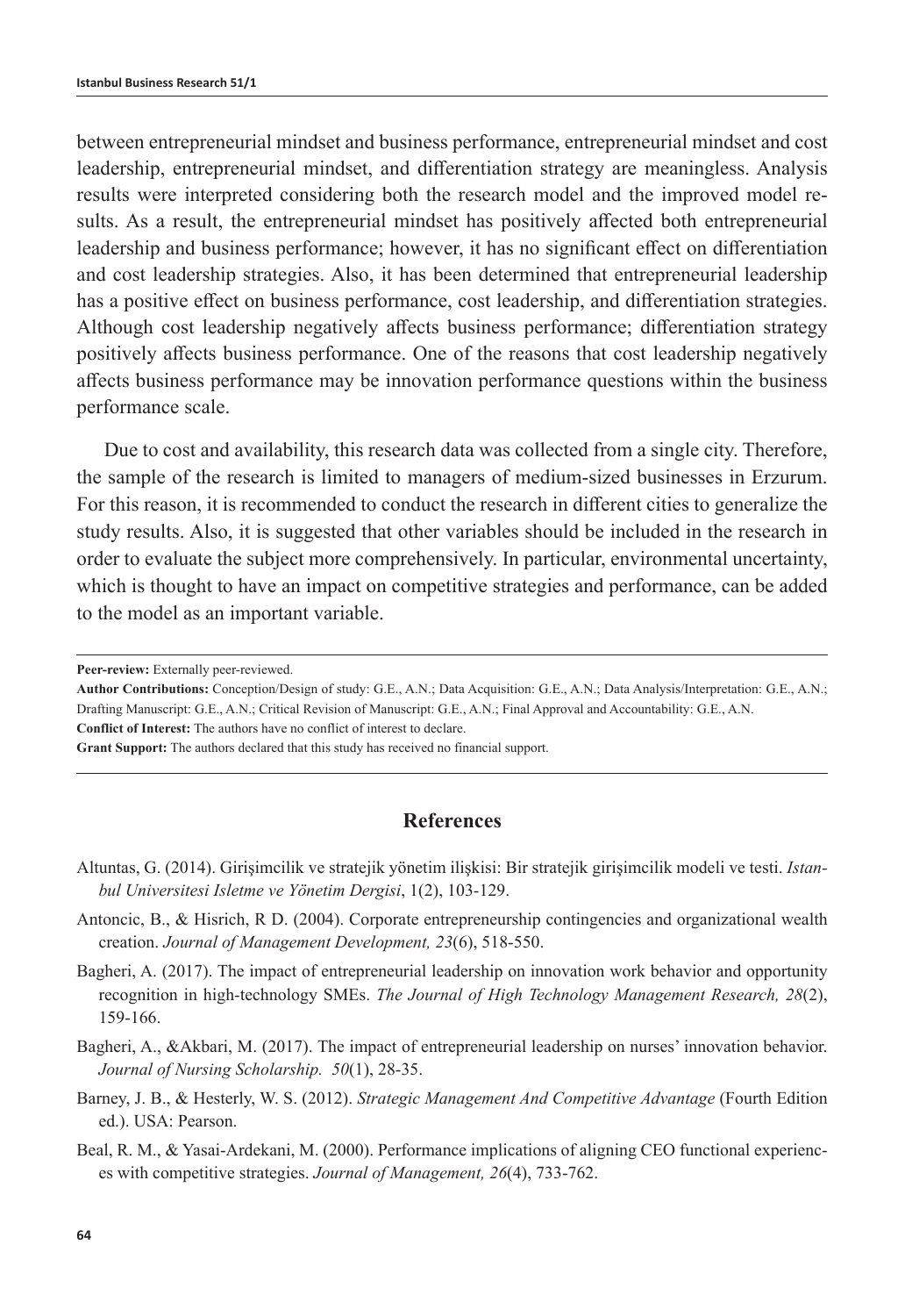between entrepreneurial mindset and business performance, entrepreneurial mindset and cost leadership, entrepreneurial mindset, and differentiation strategy are meaningless. Analysis results were interpreted considering both the research model and the improved model results. As a result, the entrepreneurial mindset has positively affected both entrepreneurial leadership and business performance; however, it has no significant effect on differentiation and cost leadership strategies. Also, it has been determined that entrepreneurial leadership has a positive effect on business performance, cost leadership, and differentiation strategies. Although cost leadership negatively affects business performance; differentiation strategy positively affects business performance. One of the reasons that cost leadership negatively affects business performance may be innovation performance questions within the business performance scale.

Due to cost and availability, this research data was collected from a single city. Therefore, the sample of the research is limited to managers of medium-sized businesses in Erzurum. For this reason, it is recommended to conduct the research in different cities to generalize the study results. Also, it is suggested that other variables should be included in the research in order to evaluate the subject more comprehensively. In particular, environmental uncertainty, which is thought to have an impact on competitive strategies and performance, can be added to the model as an important variable.

---

**Peer-review:** Externally peer-reviewed.

**Author Contributions:** Conception/Design of study: G.E., A.N.; Data Acquisition: G.E., A.N.; Data Analysis/Interpretation: G.E., A.N.; Drafting Manuscript: G.E., A.N.; Critical Revision of Manuscript: G.E., A.N.; Final Approval and Accountability: G.E., A.N.

**Conflict of Interest:** The authors have no conflict of interest to declare.

**Grant Support:** The authors declared that this study has received no financial support.

---

## References

Altuntas, G. (2014). Girişimcilik ve stratejik yönetim ilişkisi: Bir stratejik girişimcilik modeli ve testi. *Istanbul Universitesi Isletme ve Yönetim Dergisi*, 1(2), 103-129.

Antoncic, B., & Hisrich, R D. (2004). Corporate entrepreneurship contingencies and organizational wealth creation. *Journal of Management Development, 23*(6), 518-550.

Bagheri, A. (2017). The impact of entrepreneurial leadership on innovation work behavior and opportunity recognition in high-technology SMEs. *The Journal of High Technology Management Research, 28*(2), 159-166.

Bagheri, A., &Akbari, M. (2017). The impact of entrepreneurial leadership on nurses' innovation behavior. *Journal of Nursing Scholarship. 50*(1), 28-35.

Barney, J. B., & Hesterly, W. S. (2012). *Strategic Management And Competitive Advantage* (Fourth Edition ed.). USA: Pearson.

Beal, R. M., & Yasai-Ardekani, M. (2000). Performance implications of aligning CEO functional experiences with competitive strategies. *Journal of Management, 26*(4), 733-762.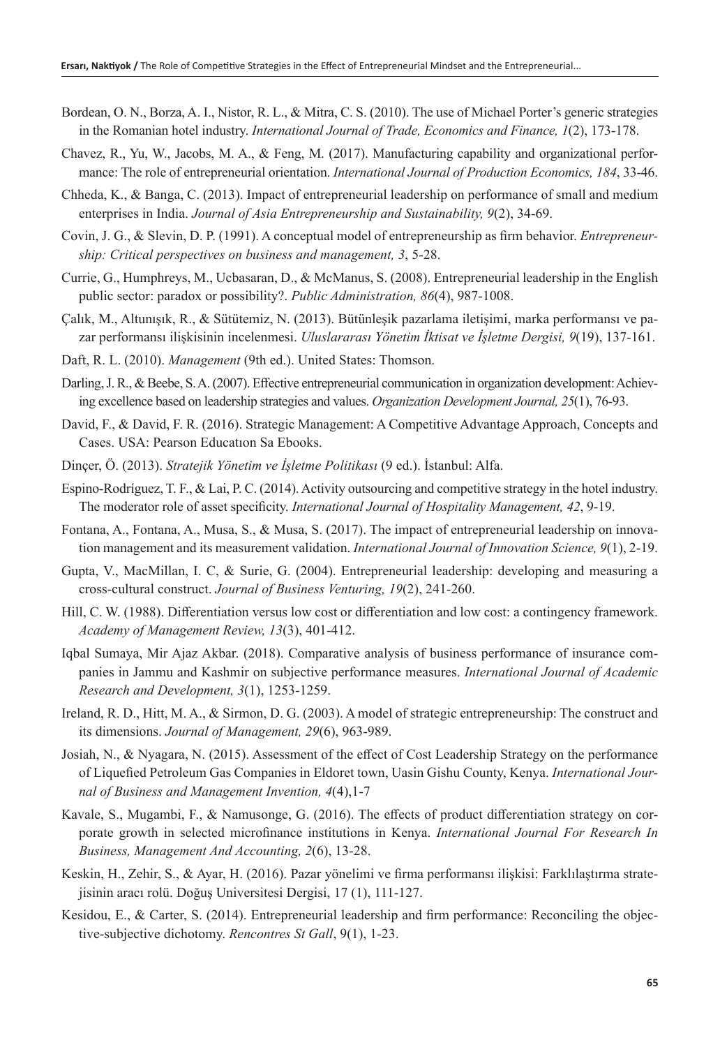Bordean, O. N., Borza, A. I., Nistor, R. L., & Mitra, C. S. (2010). The use of Michael Porter's generic strategies in the Romanian hotel industry. *International Journal of Trade, Economics and Finance, 1*(2), 173-178.

Chavez, R., Yu, W., Jacobs, M. A., & Feng, M. (2017). Manufacturing capability and organizational performance: The role of entrepreneurial orientation. *International Journal of Production Economics, 184*, 33-46.

Chheda, K., & Banga, C. (2013). Impact of entrepreneurial leadership on performance of small and medium enterprises in India. *Journal of Asia Entrepreneurship and Sustainability, 9*(2), 34-69.

Covin, J. G., & Slevin, D. P. (1991). A conceptual model of entrepreneurship as firm behavior. *Entrepreneurship: Critical perspectives on business and management, 3*, 5-28.

Currie, G., Humphreys, M., Ucbasaran, D., & McManus, S. (2008). Entrepreneurial leadership in the English public sector: paradox or possibility?. *Public Administration, 86*(4), 987-1008.

Çalık, M., Altunışık, R., & Sütütemiz, N. (2013). Bütünleşik pazarlama iletişimi, marka performansı ve pazar performansı ilişkisinin incelenmesi. *Uluslararası Yönetim İktisat ve İşletme Dergisi, 9*(19), 137-161.

Daft, R. L. (2010). *Management* (9th ed.). United States: Thomson.

Darling, J. R., & Beebe, S. A. (2007). Effective entrepreneurial communication in organization development: Achieving excellence based on leadership strategies and values. *Organization Development Journal, 25*(1), 76-93.

David, F., & David, F. R. (2016). Strategic Management: A Competitive Advantage Approach, Concepts and Cases. USA: Pearson Educatıon Sa Ebooks.

Dinçer, Ö. (2013). *Stratejik Yönetim ve İşletme Politikası* (9 ed.). İstanbul: Alfa.

Espino-Rodríguez, T. F., & Lai, P. C. (2014). Activity outsourcing and competitive strategy in the hotel industry. The moderator role of asset specificity. *International Journal of Hospitality Management, 42*, 9-19.

Fontana, A., Fontana, A., Musa, S., & Musa, S. (2017). The impact of entrepreneurial leadership on innovation management and its measurement validation. *International Journal of Innovation Science, 9*(1), 2-19.

Gupta, V., MacMillan, I. C, & Surie, G. (2004). Entrepreneurial leadership: developing and measuring a cross-cultural construct. *Journal of Business Venturing, 19*(2), 241-260.

Hill, C. W. (1988). Differentiation versus low cost or differentiation and low cost: a contingency framework. *Academy of Management Review, 13*(3), 401-412.

Iqbal Sumaya, Mir Ajaz Akbar. (2018). Comparative analysis of business performance of insurance companies in Jammu and Kashmir on subjective performance measures. *International Journal of Academic Research and Development, 3*(1), 1253-1259.

Ireland, R. D., Hitt, M. A., & Sirmon, D. G. (2003). A model of strategic entrepreneurship: The construct and its dimensions. *Journal of Management, 29*(6), 963-989.

Josiah, N., & Nyagara, N. (2015). Assessment of the effect of Cost Leadership Strategy on the performance of Liquefied Petroleum Gas Companies in Eldoret town, Uasin Gishu County, Kenya. *International Journal of Business and Management Invention, 4*(4),1-7

Kavale, S., Mugambi, F., & Namusonge, G. (2016). The effects of product differentiation strategy on corporate growth in selected microfinance institutions in Kenya. *International Journal For Research In Business, Management And Accounting, 2*(6), 13-28.

Keskin, H., Zehir, S., & Ayar, H. (2016). Pazar yönelimi ve firma performansı ilişkisi: Farklılaştırma stratejisinin aracı rolü. Doğuş Universitesi Dergisi, 17 (1), 111-127.

Kesidou, E., & Carter, S. (2014). Entrepreneurial leadership and firm performance: Reconciling the objective-subjective dichotomy. *Rencontres St Gall*, 9(1), 1-23.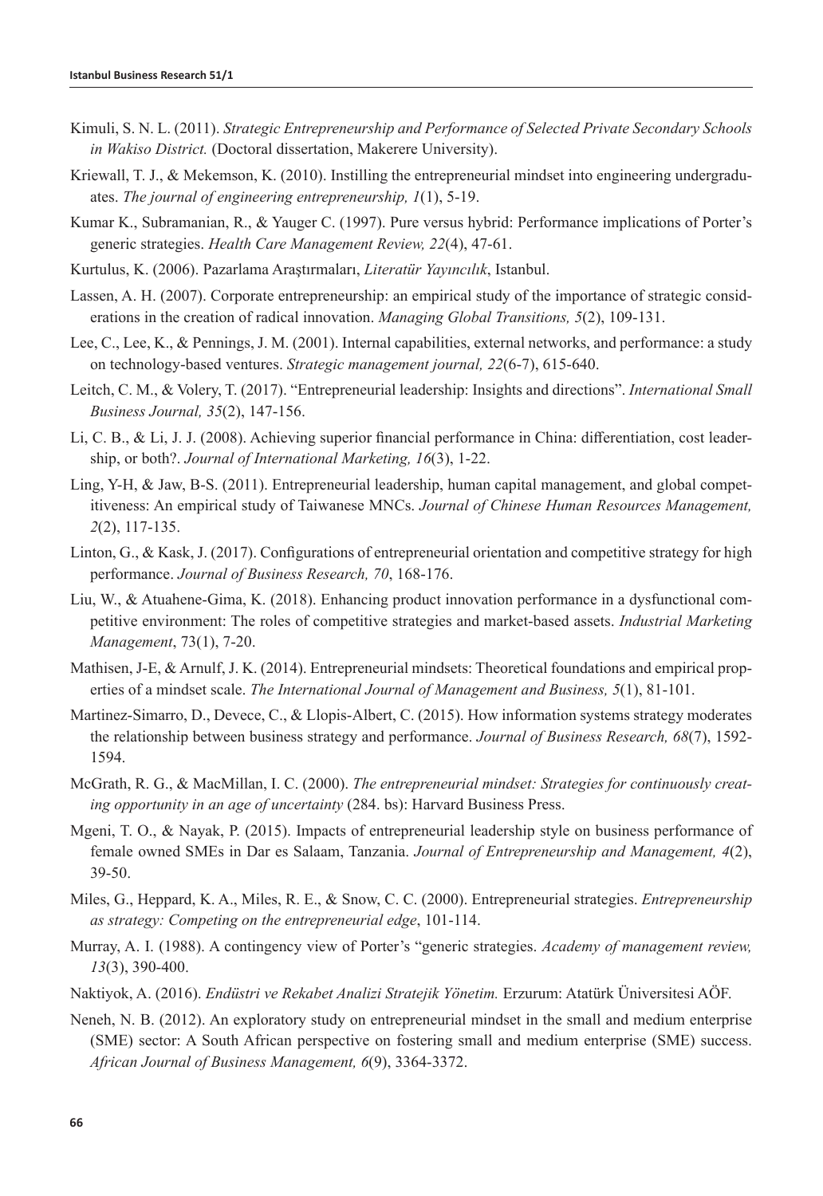Kimuli, S. N. L. (2011). *Strategic Entrepreneurship and Performance of Selected Private Secondary Schools in Wakiso District.* (Doctoral dissertation, Makerere University).

Kriewall, T. J., & Mekemson, K. (2010). Instilling the entrepreneurial mindset into engineering undergraduates. *The journal of engineering entrepreneurship, 1*(1), 5-19.

Kumar K., Subramanian, R., & Yauger C. (1997). Pure versus hybrid: Performance implications of Porter's generic strategies. *Health Care Management Review, 22*(4), 47-61.

Kurtulus, K. (2006). Pazarlama Araştırmaları, *Literatür Yayıncılık*, Istanbul.

Lassen, A. H. (2007). Corporate entrepreneurship: an empirical study of the importance of strategic considerations in the creation of radical innovation. *Managing Global Transitions, 5*(2), 109-131.

Lee, C., Lee, K., & Pennings, J. M. (2001). Internal capabilities, external networks, and performance: a study on technology-based ventures. *Strategic management journal, 22*(6-7), 615-640.

Leitch, C. M., & Volery, T. (2017). "Entrepreneurial leadership: Insights and directions". *International Small Business Journal, 35*(2), 147-156.

Li, C. B., & Li, J. J. (2008). Achieving superior financial performance in China: differentiation, cost leadership, or both?. *Journal of International Marketing, 16*(3), 1-22.

Ling, Y-H, & Jaw, B-S. (2011). Entrepreneurial leadership, human capital management, and global competitiveness: An empirical study of Taiwanese MNCs. *Journal of Chinese Human Resources Management, 2*(2), 117-135.

Linton, G., & Kask, J. (2017). Configurations of entrepreneurial orientation and competitive strategy for high performance. *Journal of Business Research, 70*, 168-176.

Liu, W., & Atuahene-Gima, K. (2018). Enhancing product innovation performance in a dysfunctional competitive environment: The roles of competitive strategies and market-based assets. *Industrial Marketing Management*, 73(1), 7-20.

Mathisen, J-E, & Arnulf, J. K. (2014). Entrepreneurial mindsets: Theoretical foundations and empirical properties of a mindset scale. *The International Journal of Management and Business, 5*(1), 81-101.

Martinez-Simarro, D., Devece, C., & Llopis-Albert, C. (2015). How information systems strategy moderates the relationship between business strategy and performance. *Journal of Business Research, 68*(7), 1592-1594.

McGrath, R. G., & MacMillan, I. C. (2000). *The entrepreneurial mindset: Strategies for continuously creating opportunity in an age of uncertainty* (284. bs): Harvard Business Press.

Mgeni, T. O., & Nayak, P. (2015). Impacts of entrepreneurial leadership style on business performance of female owned SMEs in Dar es Salaam, Tanzania. *Journal of Entrepreneurship and Management, 4*(2), 39-50.

Miles, G., Heppard, K. A., Miles, R. E., & Snow, C. C. (2000). Entrepreneurial strategies. *Entrepreneurship as strategy: Competing on the entrepreneurial edge*, 101-114.

Murray, A. I. (1988). A contingency view of Porter's "generic strategies. *Academy of management review, 13*(3), 390-400.

Naktiyok, A. (2016). *Endüstri ve Rekabet Analizi Stratejik Yönetim.* Erzurum: Atatürk Üniversitesi AÖF.

Neneh, N. B. (2012). An exploratory study on entrepreneurial mindset in the small and medium enterprise (SME) sector: A South African perspective on fostering small and medium enterprise (SME) success. *African Journal of Business Management, 6*(9), 3364-3372.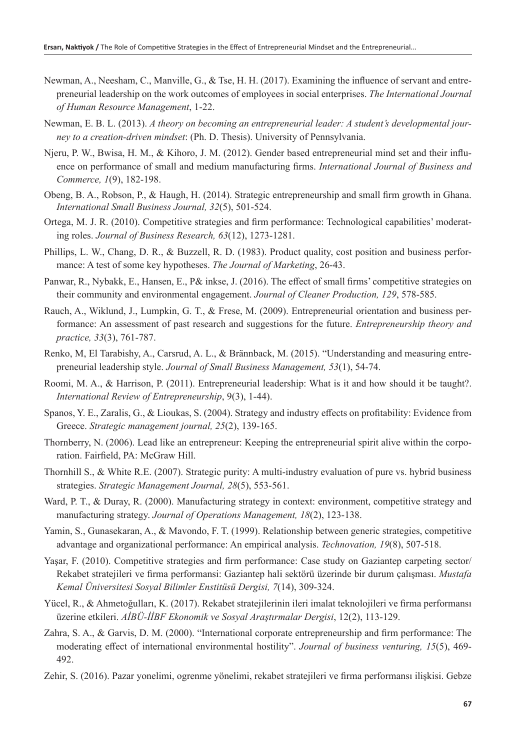Newman, A., Neesham, C., Manville, G., & Tse, H. H. (2017). Examining the influence of servant and entrepreneurial leadership on the work outcomes of employees in social enterprises. *The International Journal of Human Resource Management*, 1-22.

Newman, E. B. L. (2013). *A theory on becoming an entrepreneurial leader: A student's developmental journey to a creation-driven mindset*: (Ph. D. Thesis). University of Pennsylvania.

Njeru, P. W., Bwisa, H. M., & Kihoro, J. M. (2012). Gender based entrepreneurial mind set and their influence on performance of small and medium manufacturing firms. *International Journal of Business and Commerce, 1*(9), 182-198.

Obeng, B. A., Robson, P., & Haugh, H. (2014). Strategic entrepreneurship and small firm growth in Ghana. *International Small Business Journal, 32*(5), 501-524.

Ortega, M. J. R. (2010). Competitive strategies and firm performance: Technological capabilities' moderating roles. *Journal of Business Research, 63*(12), 1273-1281.

Phillips, L. W., Chang, D. R., & Buzzell, R. D. (1983). Product quality, cost position and business performance: A test of some key hypotheses. *The Journal of Marketing*, 26-43.

Panwar, R., Nybakk, E., Hansen, E., P& inkse, J. (2016). The effect of small firms' competitive strategies on their community and environmental engagement. *Journal of Cleaner Production, 129*, 578-585.

Rauch, A., Wiklund, J., Lumpkin, G. T., & Frese, M. (2009). Entrepreneurial orientation and business performance: An assessment of past research and suggestions for the future. *Entrepreneurship theory and practice, 33*(3), 761-787.

Renko, M, El Tarabishy, A., Carsrud, A. L., & Brännback, M. (2015). "Understanding and measuring entrepreneurial leadership style. *Journal of Small Business Management, 53*(1), 54-74.

Roomi, M. A., & Harrison, P. (2011). Entrepreneurial leadership: What is it and how should it be taught?. *International Review of Entrepreneurship*, 9(3), 1-44).

Spanos, Y. E., Zaralis, G., & Lioukas, S. (2004). Strategy and industry effects on profitability: Evidence from Greece. *Strategic management journal, 25*(2), 139-165.

Thornberry, N. (2006). Lead like an entrepreneur: Keeping the entrepreneurial spirit alive within the corporation. Fairfield, PA: McGraw Hill.

Thornhill S., & White R.E. (2007). Strategic purity: A multi-industry evaluation of pure vs. hybrid business strategies. *Strategic Management Journal, 28*(5), 553-561.

Ward, P. T., & Duray, R. (2000). Manufacturing strategy in context: environment, competitive strategy and manufacturing strategy. *Journal of Operations Management, 18*(2), 123-138.

Yamin, S., Gunasekaran, A., & Mavondo, F. T. (1999). Relationship between generic strategies, competitive advantage and organizational performance: An empirical analysis. *Technovation, 19*(8), 507-518.

Yaşar, F. (2010). Competitive strategies and firm performance: Case study on Gaziantep carpeting sector/ Rekabet stratejileri ve firma performansi: Gaziantep hali sektörü üzerinde bir durum çalışması. *Mustafa Kemal Üniversitesi Sosyal Bilimler Enstitüsü Dergisi, 7*(14), 309-324.

Yücel, R., & Ahmetoğulları, K. (2017). Rekabet stratejilerinin ileri imalat teknolojileri ve firma performansı üzerine etkileri. *AİBÜ-İİBF Ekonomik ve Sosyal Araştırmalar Dergisi*, 12(2), 113-129.

Zahra, S. A., & Garvis, D. M. (2000). "International corporate entrepreneurship and firm performance: The moderating effect of international environmental hostility". *Journal of business venturing, 15*(5), 469-492.

Zehir, S. (2016). Pazar yonelimi, ogrenme yönelimi, rekabet stratejileri ve firma performansı ilişkisi. Gebze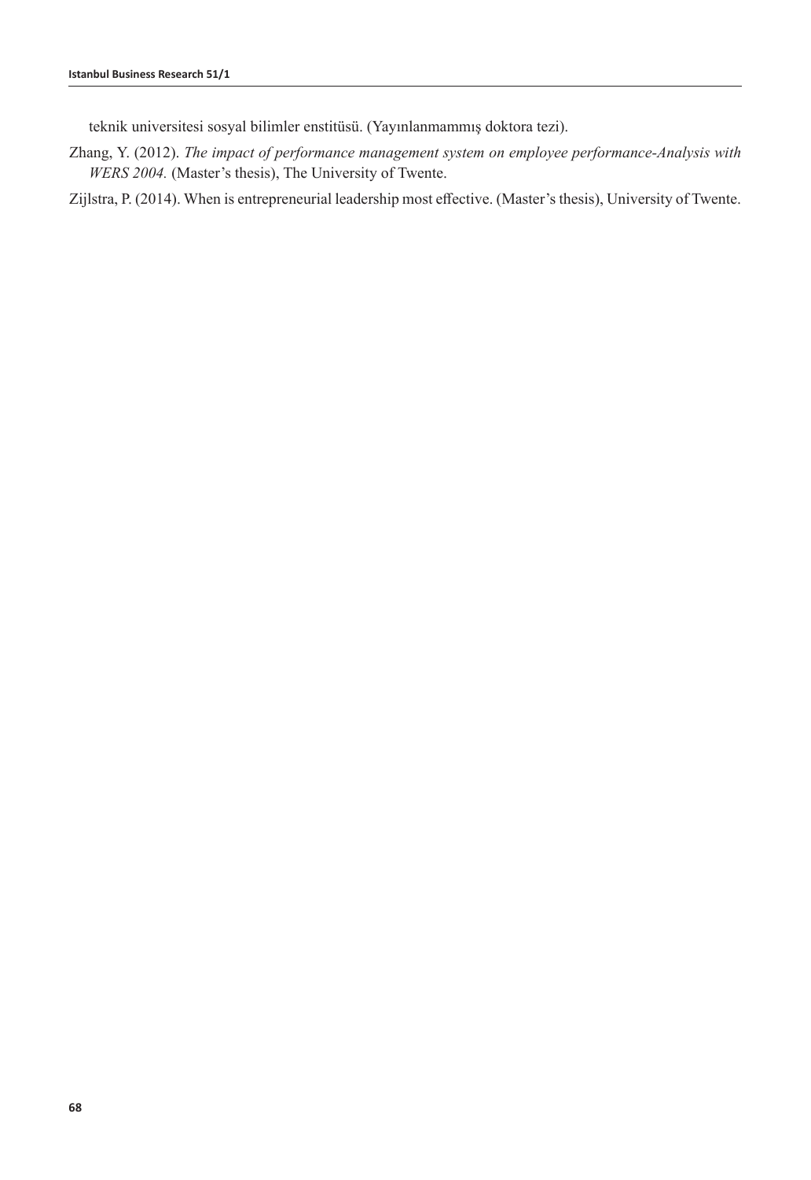teknik universitesi sosyal bilimler enstitüsü. (Yayınlanmammış doktora tezi).

Zhang, Y. (2012). *The impact of performance management system on employee performance-Analysis with WERS 2004.* (Master's thesis), The University of Twente.

Zijlstra, P. (2014). When is entrepreneurial leadership most effective. (Master's thesis), University of Twente.